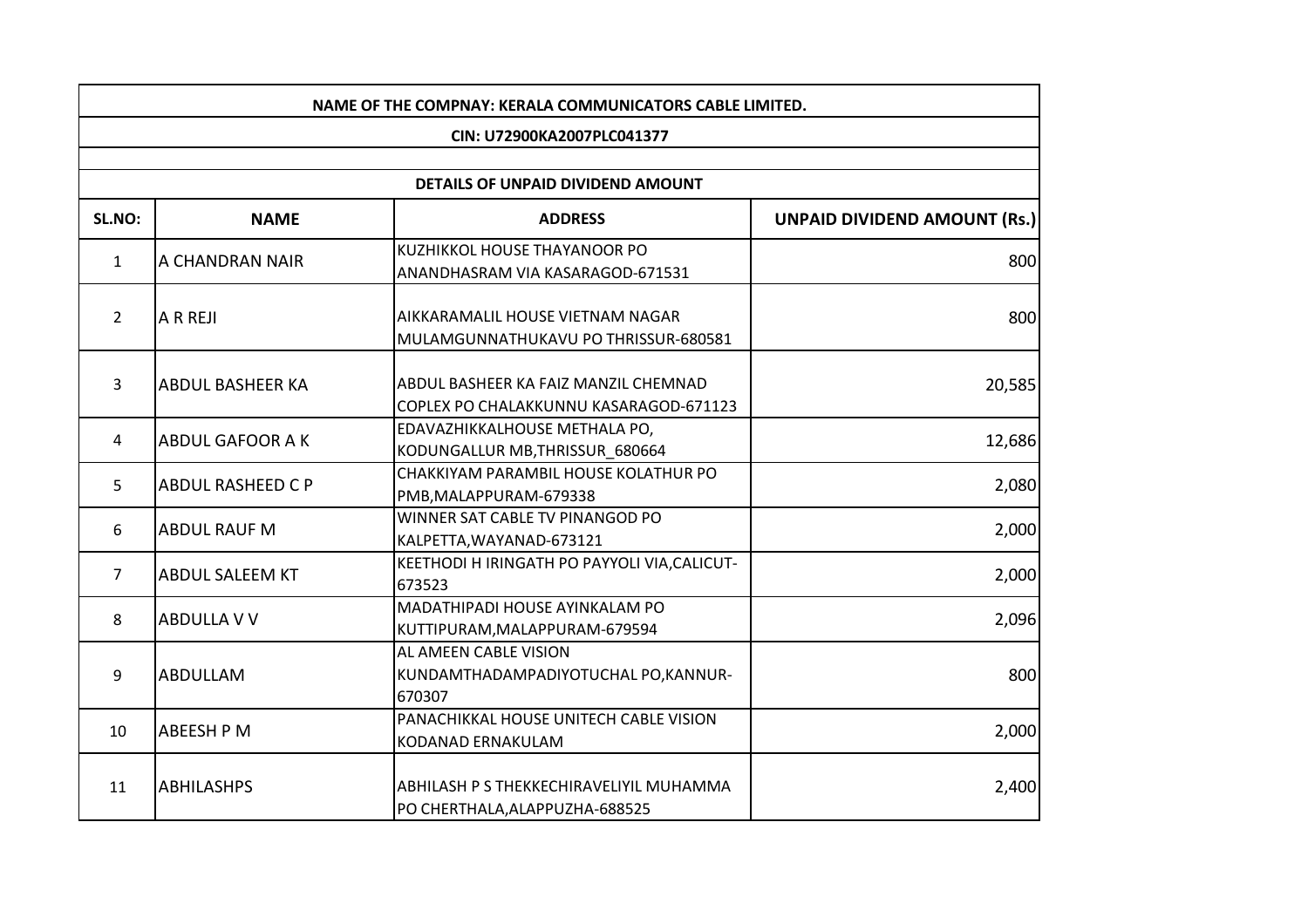| NAME OF THE COMPNAY: KERALA COMMUNICATORS CABLE LIMITED. | | | |
|---|---|---|---|
| CIN: U72900KA2007PLC041377 | | | |
| | | | |
| DETAILS OF UNPAID DIVIDEND AMOUNT | | | |
| **SL.NO:** | **NAME** | **ADDRESS** | **UNPAID DIVIDEND AMOUNT (Rs.)** |
| 1 | A CHANDRAN NAIR | KUZHIKKOL HOUSE THAYANOOR PO ANANDHASRAM VIA KASARAGOD-671531 | 800 |
| 2 | A R REJI | AIKKARAMALIL HOUSE VIETNAM NAGAR MULAMGUNNATHUKAVU PO THRISSUR-680581 | 800 |
| 3 | ABDUL BASHEER KA | ABDUL BASHEER KA FAIZ MANZIL CHEMNAD COPLEX PO CHALAKKUNNU KASARAGOD-671123 | 20,585 |
| 4 | ABDUL GAFOOR A K | EDAVAZHIKKALHOUSE METHALA PO, KODUNGALLUR MB,THRISSUR_680664 | 12,686 |
| 5 | ABDUL RASHEED C P | CHAKKIYAM PARAMBIL HOUSE KOLATHUR PO PMB,MALAPPURAM-679338 | 2,080 |
| 6 | ABDUL RAUF M | WINNER SAT CABLE TV PINANGOD PO KALPETTA,WAYANAD-673121 | 2,000 |
| 7 | ABDUL SALEEM KT | KEETHODI H IRINGATH PO PAYYOLI VIA,CALICUT-673523 | 2,000 |
| 8 | ABDULLA V V | MADATHIPADI HOUSE AYINKALAM PO KUTTIPURAM,MALAPPURAM-679594 | 2,096 |
| 9 | ABDULLAM | AL AMEEN CABLE VISION KUNDAMTHADAMPADIYOTUCHAL PO,KANNUR-670307 | 800 |
| 10 | ABEESH P M | PANACHIKKAL HOUSE UNITECH CABLE VISION KODANAD ERNAKULAM | 2,000 |
| 11 | ABHILASHPS | ABHILASH P S THEKKECHIRAVELIYIL MUHAMMA PO CHERTHALA,ALAPPUZHA-688525 | 2,400 |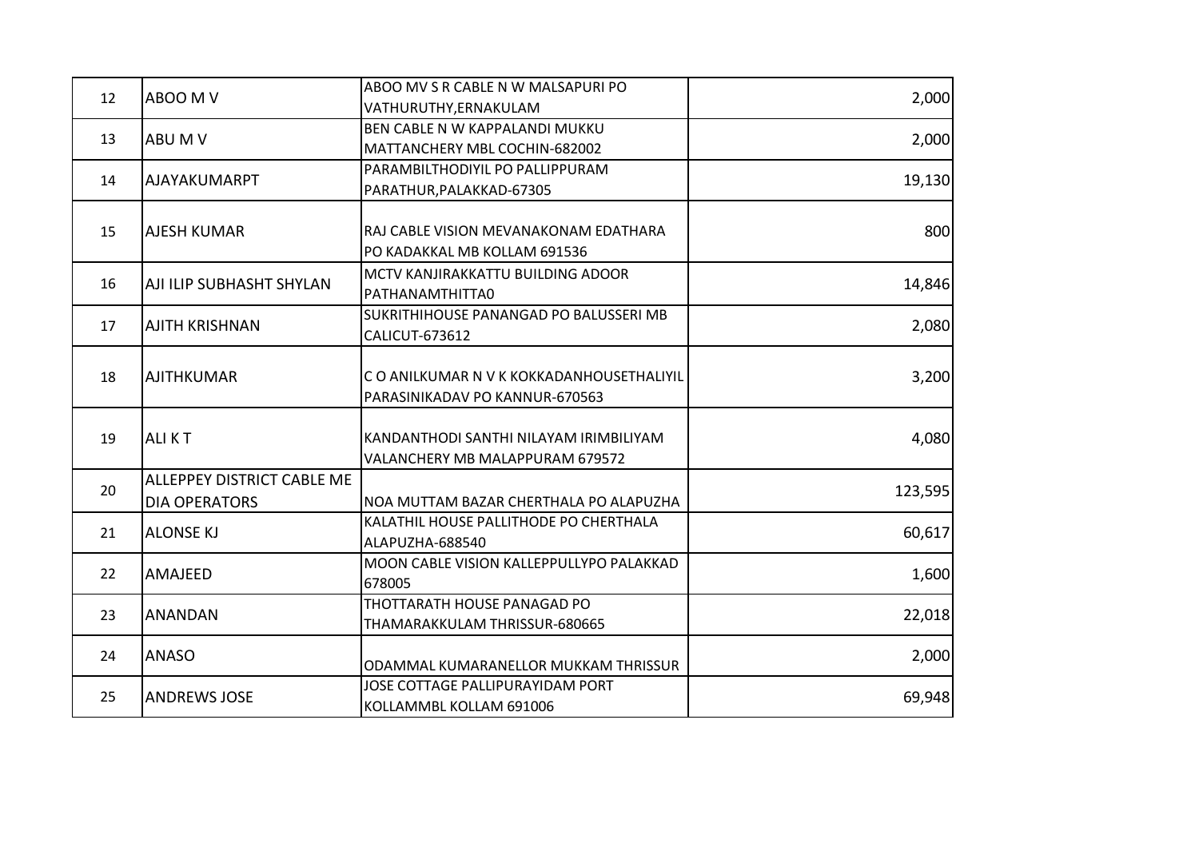| 12 | ABOO M V | ABOO MV S R CABLE N W MALSAPURI PO VATHURUTHY,ERNAKULAM | 2,000 |
|---|---|---|---|
| 13 | ABU M V | BEN CABLE N W KAPPALANDI MUKKU MATTANCHERY MBL COCHIN-682002 | 2,000 |
| 14 | AJAYAKUMARPT | PARAMBILTHODIYIL PO PALLIPPURAM PARATHUR,PALAKKAD-67305 | 19,130 |
| 15 | AJESH KUMAR | RAJ CABLE VISION MEVANAKONAM EDATHARA PO KADAKKAL MB KOLLAM 691536 | 800 |
| 16 | AJI ILIP SUBHASHT SHYLAN | MCTV KANJIRAKKATTU BUILDING ADOOR PATHANAMTHITTA0 | 14,846 |
| 17 | AJITH KRISHNAN | SUKRITHIHOUSE PANANGAD PO BALUSSERI MB CALICUT-673612 | 2,080 |
| 18 | AJITHKUMAR | C O ANILKUMAR N V K KOKKADANHOUSETHALIYIL PARASINIKADAV PO KANNUR-670563 | 3,200 |
| 19 | ALI K T | KANDANTHODI SANTHI NILAYAM IRIMBILIYAM VALANCHERY MB MALAPPURAM 679572 | 4,080 |
| 20 | ALLEPPEY DISTRICT CABLE ME DIA OPERATORS | NOA MUTTAM BAZAR CHERTHALA PO ALAPUZHA | 123,595 |
| 21 | ALONSE KJ | KALATHIL HOUSE PALLITHODE PO CHERTHALA ALAPUZHA-688540 | 60,617 |
| 22 | AMAJEED | MOON CABLE VISION KALLEPPULLYPO PALAKKAD 678005 | 1,600 |
| 23 | ANANDAN | THOTTARATH HOUSE PANAGAD PO THAMARAKKULAM THRISSUR-680665 | 22,018 |
| 24 | ANASO | ODAMMAL KUMARANELLOR MUKKAM THRISSUR | 2,000 |
| 25 | ANDREWS JOSE | JOSE COTTAGE PALLIPURAYIDAM PORT KOLLAMMBL KOLLAM 691006 | 69,948 |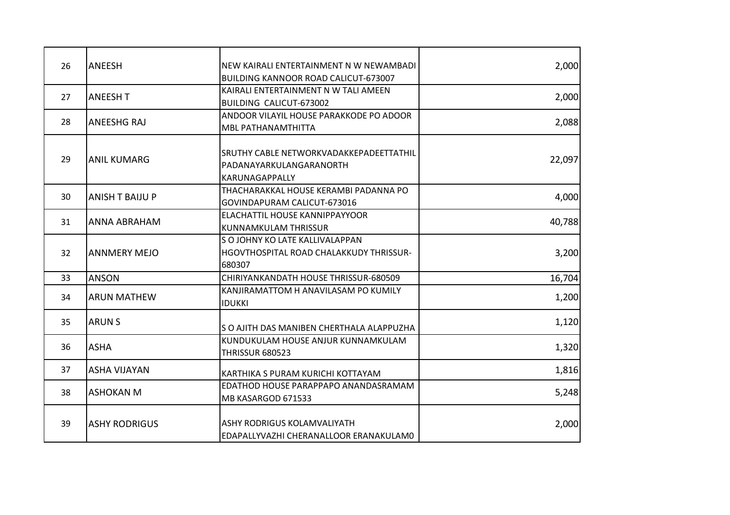| 26 | ANEESH | NEW KAIRALI ENTERTAINMENT N W NEWAMBADI BUILDING KANNOOR ROAD CALICUT-673007 | 2,000 |
|---|---|---|---|
| 27 | ANEESH T | KAIRALI ENTERTAINMENT N W TALI AMEEN BUILDING CALICUT-673002 | 2,000 |
| 28 | ANEESHG RAJ | ANDOOR VILAYIL HOUSE PARAKKODE PO ADOOR MBL PATHANAMTHITTA | 2,088 |
| 29 | ANIL KUMARG | SRUTHY CABLE NETWORKVADAKKEPADEETTATHIL PADANAYARKULANGARANORTH KARUNAGAPPALLY | 22,097 |
| 30 | ANISH T BAIJU P | THACHARAKKAL HOUSE KERAMBI PADANNA PO GOVINDAPURAM CALICUT-673016 | 4,000 |
| 31 | ANNA ABRAHAM | ELACHATTIL HOUSE KANNIPPAYYOOR KUNNAMKULAM THRISSUR | 40,788 |
| 32 | ANNMERY MEJO | S O JOHNY KO LATE KALLIVALAPPAN HGOVTHOSPITAL ROAD CHALAKKUDY THRISSUR-680307 | 3,200 |
| 33 | ANSON | CHIRIYANKANDATH HOUSE THRISSUR-680509 | 16,704 |
| 34 | ARUN MATHEW | KANJIRAMATTOM H ANAVILASAM PO KUMILY IDUKKI | 1,200 |
| 35 | ARUN S | S O AJITH DAS MANIBEN CHERTHALA ALAPPUZHA | 1,120 |
| 36 | ASHA | KUNDUKULAM HOUSE ANJUR KUNNAMKULAM THRISSUR 680523 | 1,320 |
| 37 | ASHA VIJAYAN | KARTHIKA S PURAM KURICHI KOTTAYAM | 1,816 |
| 38 | ASHOKAN M | EDATHOD HOUSE PARAPPAPO ANANDASRAMAM MB KASARGOD 671533 | 5,248 |
| 39 | ASHY RODRIGUS | ASHY RODRIGUS KOLAMVALIYATH EDAPALLYVAZHI CHERANALLOOR ERANAKULAM0 | 2,000 |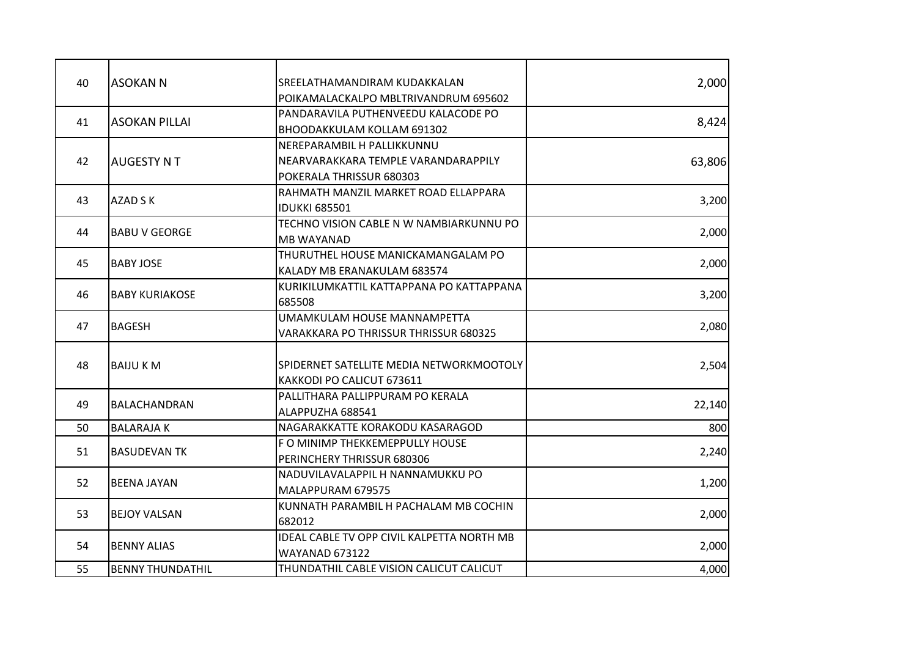| | | | |
|---|---|---|---|
| 40 | ASOKAN N | SREELATHAMANDIRAM KUDAKKALAN POIKAMALACKALPO MBLTRIVANDRUM 695602 | 2,000 |
| 41 | ASOKAN PILLAI | PANDARAVILA PUTHENVEEDU KALACODE PO BHOODAKKULAM KOLLAM 691302 | 8,424 |
| 42 | AUGESTY N T | NEREPARAMBIL H PALLIKKUNNU NEARVARAKKARA TEMPLE VARANDARAPPILY POKERALA THRISSUR 680303 | 63,806 |
| 43 | AZAD S K | RAHMATH MANZIL MARKET ROAD ELLAPPARA IDUKKI 685501 | 3,200 |
| 44 | BABU V GEORGE | TECHNO VISION CABLE N W NAMBIARKUNNU PO MB WAYANAD | 2,000 |
| 45 | BABY JOSE | THURUTHEL HOUSE MANICKAMANGALAM PO KALADY MB ERANAKULAM 683574 | 2,000 |
| 46 | BABY KURIAKOSE | KURIKILUMKATTIL KATTAPPANA PO KATTAPPANA 685508 | 3,200 |
| 47 | BAGESH | UMAMKULAM HOUSE MANNAMPETTA VARAKKARA PO THRISSUR THRISSUR 680325 | 2,080 |
| 48 | BAIJU K M | SPIDERNET SATELLITE MEDIA NETWORKMOOTOLY KAKKODI PO CALICUT 673611 | 2,504 |
| 49 | BALACHANDRAN | PALLITHARA PALLIPPURAM PO KERALA ALAPPUZHA 688541 | 22,140 |
| 50 | BALARAJA K | NAGARAKKATTE KORAKODU KASARAGOD | 800 |
| 51 | BASUDEVAN TK | F O MINIMP THEKKEMEPPULLY HOUSE PERINCHERY THRISSUR 680306 | 2,240 |
| 52 | BEENA JAYAN | NADUVILAVALAPPIL H NANNAMUKKU PO MALAPPURAM 679575 | 1,200 |
| 53 | BEJOY VALSAN | KUNNATH PARAMBIL H PACHALAM MB COCHIN 682012 | 2,000 |
| 54 | BENNY ALIAS | IDEAL CABLE TV OPP CIVIL KALPETTA NORTH MB WAYANAD 673122 | 2,000 |
| 55 | BENNY THUNDATHIL | THUNDATHIL CABLE VISION CALICUT CALICUT | 4,000 |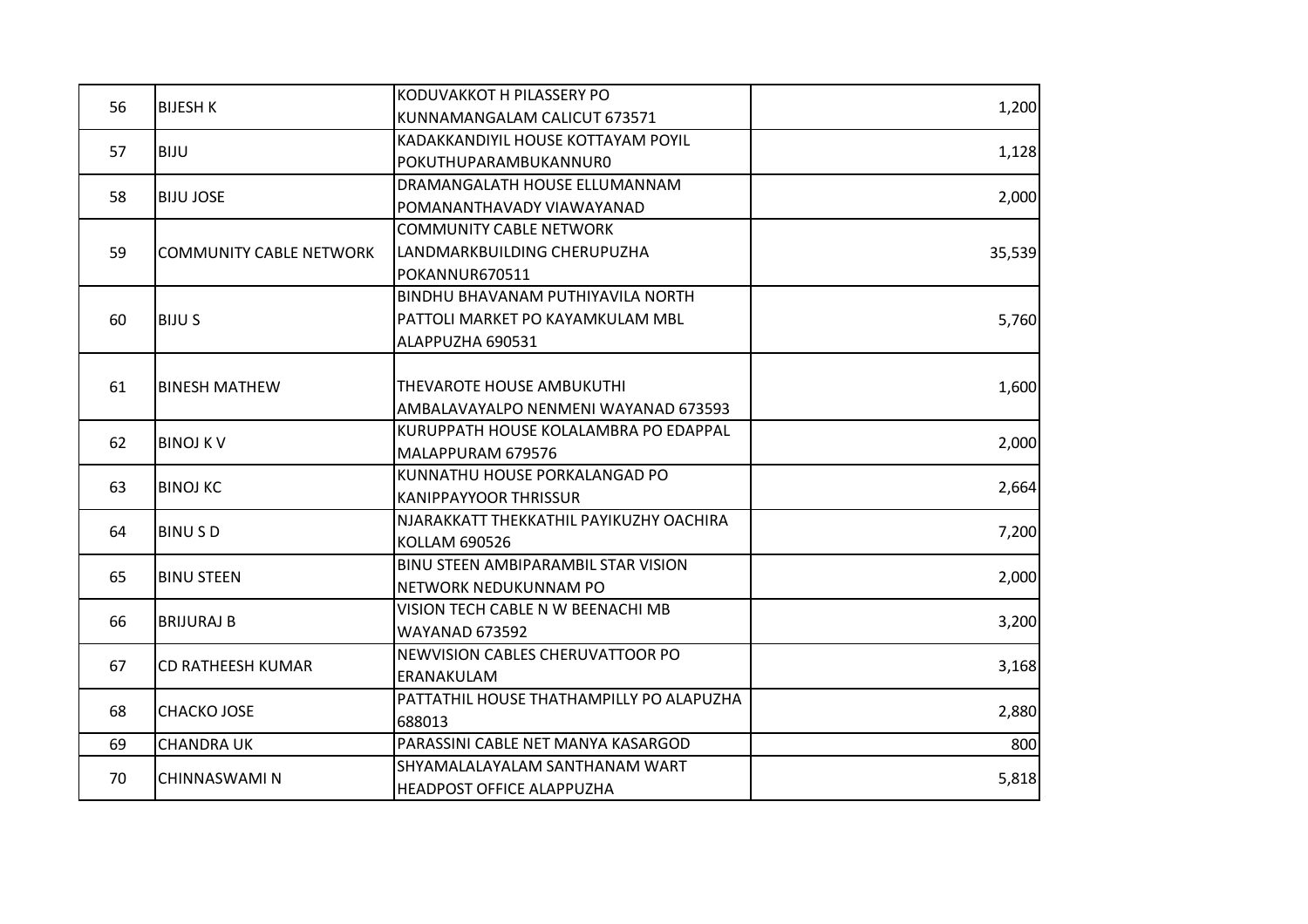| 56 | BIJESH K | KODUVAKKOT H PILASSERY PO KUNNAMANGALAM CALICUT 673571 | 1,200 |
|---|---|---|---|
| 57 | BIJU | KADAKKANDIYIL HOUSE KOTTAYAM POYIL POKUTHUPARAMBUKANNUR0 | 1,128 |
| 58 | BIJU JOSE | DRAMANGALATH HOUSE ELLUMANNAM POMANANTHAVADY VIAWAYANAD | 2,000 |
| 59 | COMMUNITY CABLE NETWORK | COMMUNITY CABLE NETWORK LANDMARKBUILDING CHERUPUZHA POKANNUR670511 | 35,539 |
| 60 | BIJU S | BINDHU BHAVANAM PUTHIYAVILA NORTH PATTOLI MARKET PO KAYAMKULAM MBL ALAPPUZHA 690531 | 5,760 |
| 61 | BINESH MATHEW | THEVAROTE HOUSE AMBUKUTHI AMBALAVAYALPO NENMENI WAYANAD 673593 | 1,600 |
| 62 | BINOJ K V | KURUPPATH HOUSE KOLALAMBRA PO EDAPPAL MALAPPURAM 679576 | 2,000 |
| 63 | BINOJ KC | KUNNATHU HOUSE PORKALANGAD PO KANIPPAYYOOR THRISSUR | 2,664 |
| 64 | BINU S D | NJARAKKATT THEKKATHIL PAYIKUZHY OACHIRA KOLLAM 690526 | 7,200 |
| 65 | BINU STEEN | BINU STEEN AMBIPARAMBIL STAR VISION NETWORK NEDUKUNNAM PO | 2,000 |
| 66 | BRIJURAJ B | VISION TECH CABLE N W BEENACHI MB WAYANAD 673592 | 3,200 |
| 67 | CD RATHEESH KUMAR | NEWVISION CABLES CHERUVATTOOR PO ERANAKULAM | 3,168 |
| 68 | CHACKO JOSE | PATTATHIL HOUSE THATHAMPILLY PO ALAPUZHA 688013 | 2,880 |
| 69 | CHANDRA UK | PARASSINI CABLE NET MANYA KASARGOD | 800 |
| 70 | CHINNASWAMI N | SHYAMALALAYALAM SANTHANAM WART HEADPOST OFFICE ALAPPUZHA | 5,818 |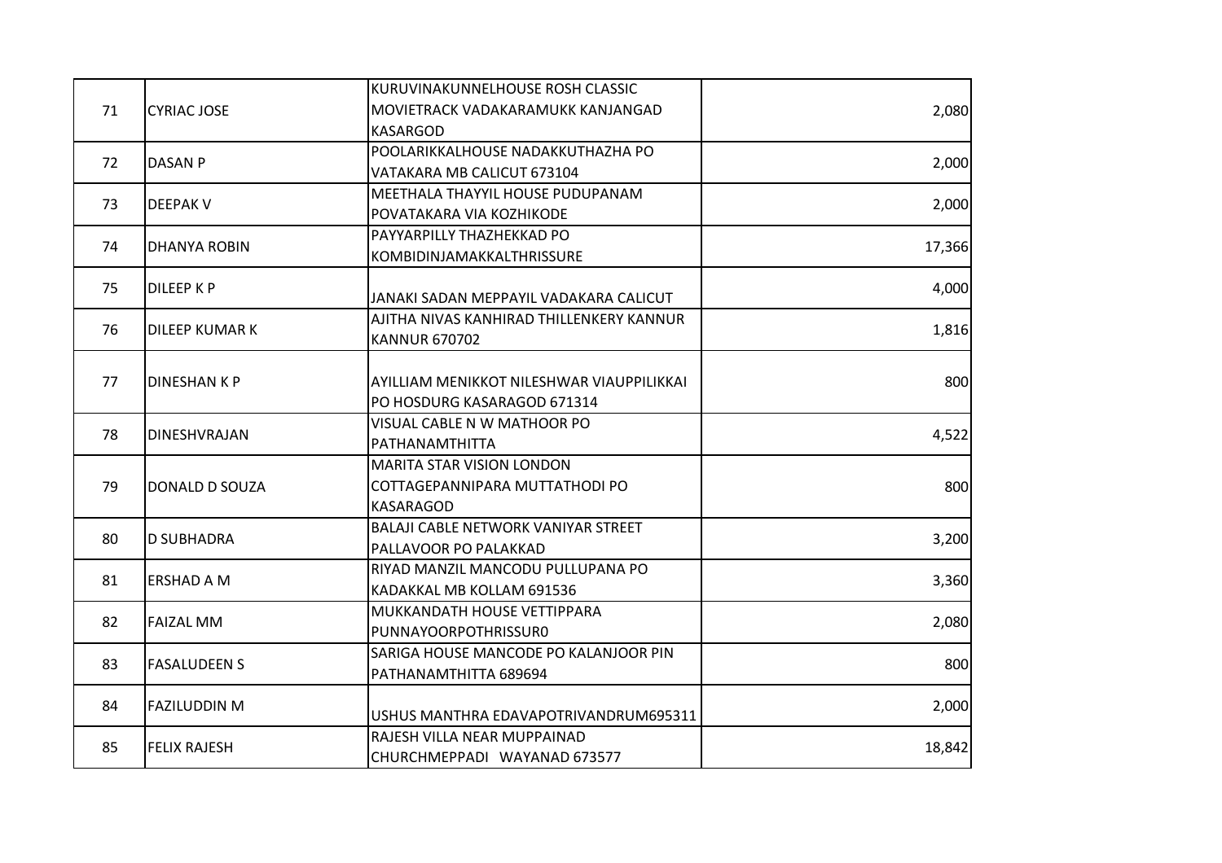| 71 | CYRIAC JOSE | KURUVINAKUNNELHOUSE ROSH CLASSIC MOVIETRACK VADAKARAMUKK KANJANGAD KASARGOD | 2,080 |
|---|---|---|---|
| 72 | DASAN P | POOLARIKKALHOUSE NADAKKUTHAZHA PO VATAKARA MB CALICUT 673104 | 2,000 |
| 73 | DEEPAK V | MEETHALA THAYYIL HOUSE PUDUPANAM POVATAKARA VIA KOZHIKODE | 2,000 |
| 74 | DHANYA ROBIN | PAYYARPILLY THAZHEKKAD PO KOMBIDINJAMAKKALTHRISSURE | 17,366 |
| 75 | DILEEP K P | JANAKI SADAN MEPPAYIL VADAKARA CALICUT | 4,000 |
| 76 | DILEEP KUMAR K | AJITHA NIVAS KANHIRAD THILLENKERY KANNUR KANNUR 670702 | 1,816 |
| 77 | DINESHAN K P | AYILLIAM MENIKKOT NILESHWAR VIAUPPILIKKAI PO HOSDURG KASARAGOD 671314 | 800 |
| 78 | DINESHVRAJAN | VISUAL CABLE N W MATHOOR PO PATHANAMTHITTA | 4,522 |
| 79 | DONALD D SOUZA | MARITA STAR VISION LONDON COTTAGEPANNIPARA MUTTATHODI PO KASARAGOD | 800 |
| 80 | D SUBHADRA | BALAJI CABLE NETWORK VANIYAR STREET PALLAVOOR PO PALAKKAD | 3,200 |
| 81 | ERSHAD A M | RIYAD MANZIL MANCODU PULLUPANA PO KADAKKAL MB KOLLAM 691536 | 3,360 |
| 82 | FAIZAL MM | MUKKANDATH HOUSE VETTIPPARA PUNNAYOORPOTHRISSUR0 | 2,080 |
| 83 | FASALUDEEN S | SARIGA HOUSE MANCODE PO KALANJOOR PIN PATHANAMTHITTA 689694 | 800 |
| 84 | FAZILUDDIN M | USHUS MANTHRA EDAVAPOTRIVANDRUM695311 | 2,000 |
| 85 | FELIX RAJESH | RAJESH VILLA NEAR MUPPAINAD CHURCHMEPPADI WAYANAD 673577 | 18,842 |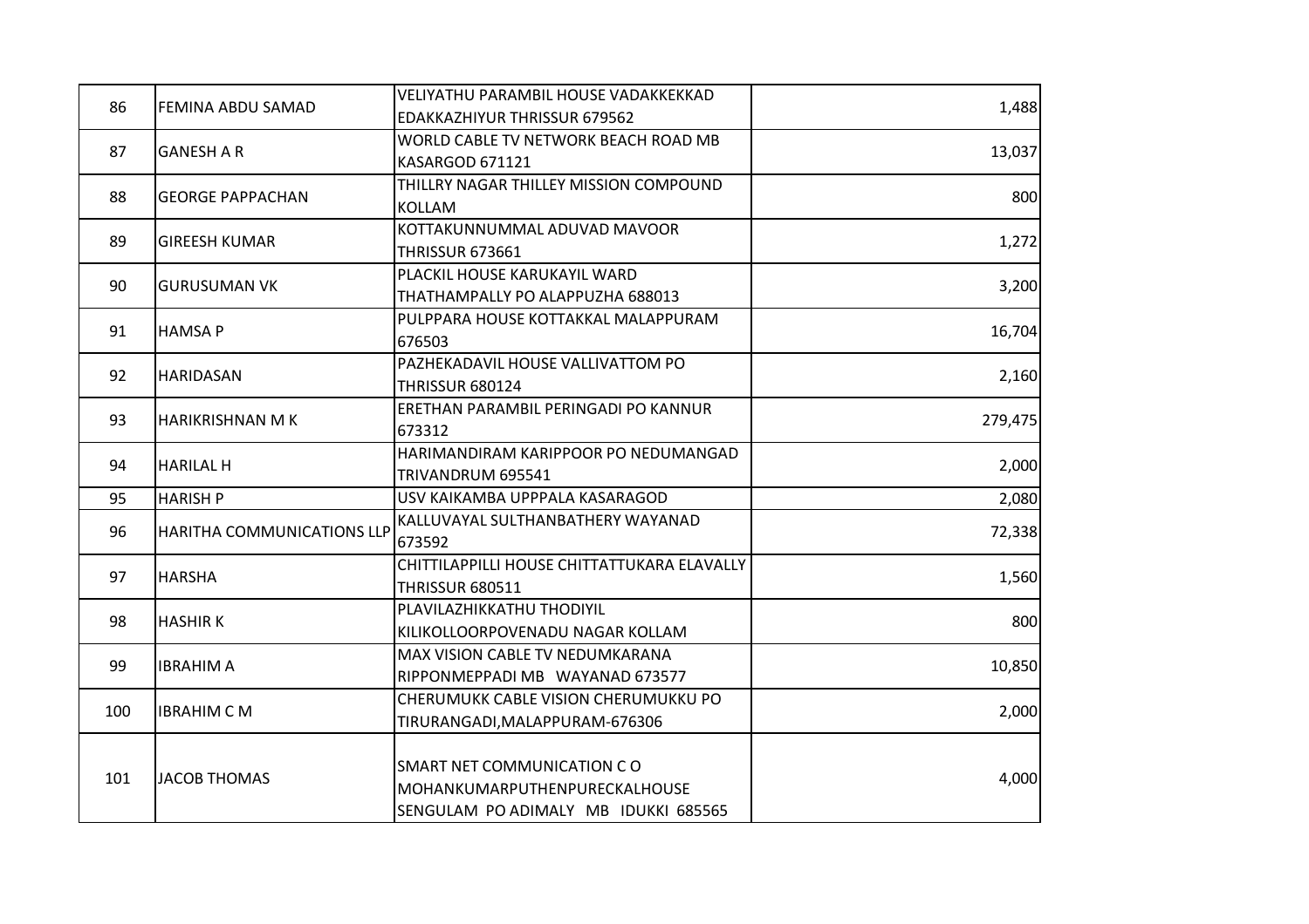| 86 | FEMINA ABDU SAMAD | VELIYATHU PARAMBIL HOUSE VADAKKEKKAD EDAKKAZHIYUR THRISSUR 679562 | 1,488 |
|---|---|---|---|
| 87 | GANESH A R | WORLD CABLE TV NETWORK BEACH ROAD MB KASARGOD 671121 | 13,037 |
| 88 | GEORGE PAPPACHAN | THILLRY NAGAR THILLEY MISSION COMPOUND KOLLAM | 800 |
| 89 | GIREESH KUMAR | KOTTAKUNNUMMAL ADUVAD MAVOOR THRISSUR 673661 | 1,272 |
| 90 | GURUSUMAN VK | PLACKIL HOUSE KARUKAYIL WARD THATHAMPALLY PO ALAPPUZHA 688013 | 3,200 |
| 91 | HAMSA P | PULPPARA HOUSE KOTTAKKAL MALAPPURAM 676503 | 16,704 |
| 92 | HARIDASAN | PAZHEKADAVIL HOUSE VALLIVATTOM PO THRISSUR 680124 | 2,160 |
| 93 | HARIKRISHNAN M K | ERETHAN PARAMBIL PERINGADI PO KANNUR 673312 | 279,475 |
| 94 | HARILAL H | HARIMANDIRAM KARIPPOOR PO NEDUMANGAD TRIVANDRUM 695541 | 2,000 |
| 95 | HARISH P | USV KAIKAMBA UPPPALA KASARAGOD | 2,080 |
| 96 | HARITHA COMMUNICATIONS LLP | KALLUVAYAL SULTHANBATHERY WAYANAD 673592 | 72,338 |
| 97 | HARSHA | CHITTILAPPILLI HOUSE CHITTATTUKARA ELAVALLY THRISSUR 680511 | 1,560 |
| 98 | HASHIR K | PLAVILAZHIKKATHU THODIYIL KILIKOLLOORPOVENADU NAGAR KOLLAM | 800 |
| 99 | IBRAHIM A | MAX VISION CABLE TV NEDUMKARANA RIPPONMEPPADI MB WAYANAD 673577 | 10,850 |
| 100 | IBRAHIM C M | CHERUMUKK CABLE VISION CHERUMUKKU PO TIRURANGADI,MALAPPURAM-676306 | 2,000 |
| 101 | JACOB THOMAS | SMART NET COMMUNICATION C O MOHANKUMARPUTHENPURECKALHOUSE SENGULAM PO ADIMALY MB IDUKKI 685565 | 4,000 |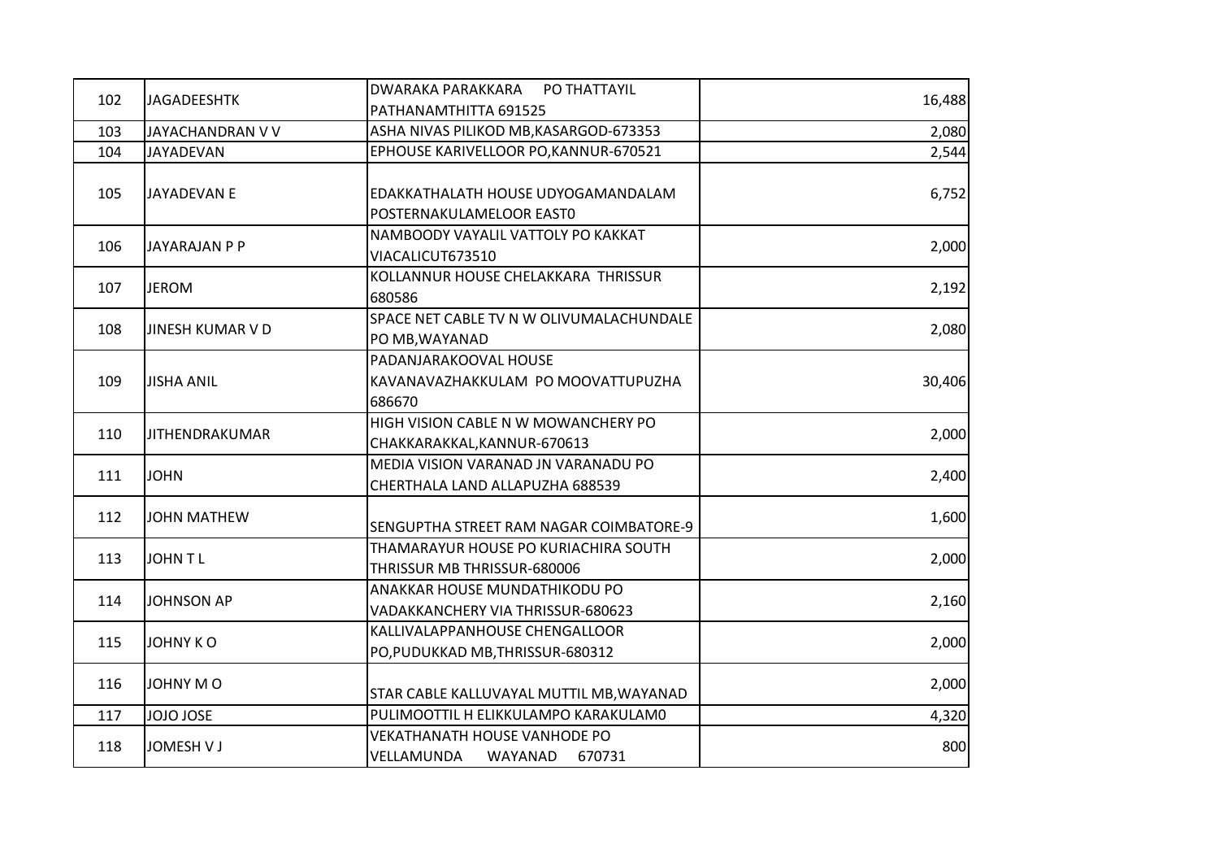| 102 | JAGADEESHTK | DWARAKA PARAKKARA PO THATTAYIL PATHANAMTHITTA 691525 | 16,488 |
|---|---|---|---|
| 103 | JAYACHANDRAN V V | ASHA NIVAS PILIKOD MB,KASARGOD-673353 | 2,080 |
| 104 | JAYADEVAN | EPHOUSE KARIVELLOOR PO,KANNUR-670521 | 2,544 |
| 105 | JAYADEVAN E | EDAKKATHALATH HOUSE UDYOGAMANDALAM POSTERNAKULAMELOOR EAST0 | 6,752 |
| 106 | JAYARAJAN P P | NAMBOODY VAYALIL VATTOLY PO KAKKAT VIACALICUT673510 | 2,000 |
| 107 | JEROM | KOLLANNUR HOUSE CHELAKKARA THRISSUR 680586 | 2,192 |
| 108 | JINESH KUMAR V D | SPACE NET CABLE TV N W OLIVUMALACHUNDALE PO MB,WAYANAD | 2,080 |
| 109 | JISHA ANIL | PADANJARAKOOVAL HOUSE KAVANAVAZHAKKULAM PO MOOVATTUPUZHA 686670 | 30,406 |
| 110 | JITHENDRAKUMAR | HIGH VISION CABLE N W MOWANCHERY PO CHAKKARAKKAL,KANNUR-670613 | 2,000 |
| 111 | JOHN | MEDIA VISION VARANAD JN VARANADU PO CHERTHALA LAND ALLAPUZHA 688539 | 2,400 |
| 112 | JOHN MATHEW | SENGUPTHA STREET RAM NAGAR COIMBATORE-9 | 1,600 |
| 113 | JOHN T L | THAMARAYUR HOUSE PO KURIACHIRA SOUTH THRISSUR MB THRISSUR-680006 | 2,000 |
| 114 | JOHNSON AP | ANAKKAR HOUSE MUNDATHIKODU PO VADAKKANCHERY VIA THRISSUR-680623 | 2,160 |
| 115 | JOHNY K O | KALLIVALAPPANHOUSE CHENGALLOOR PO,PUDUKKAD MB,THRISSUR-680312 | 2,000 |
| 116 | JOHNY M O | STAR CABLE KALLUVAYAL MUTTIL MB,WAYANAD | 2,000 |
| 117 | JOJO JOSE | PULIMOOTTIL H ELIKKULAMPO KARAKULAM0 | 4,320 |
| 118 | JOMESH V J | VEKATHANATH HOUSE VANHODE PO VELLAMUNDA WAYANAD 670731 | 800 |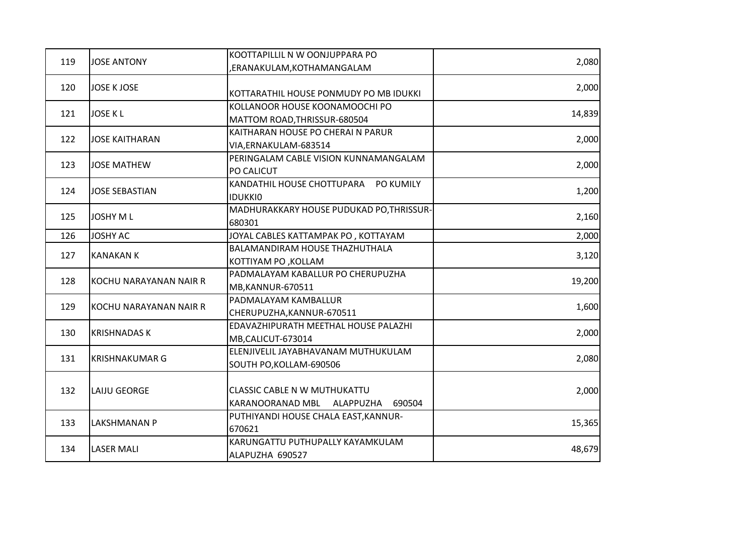| | | | |
|---|---|---|---|
| 119 | JOSE ANTONY | KOOTTAPILLIL N W OONJUPPARA PO ,ERANAKULAM,KOTHAMANGALAM | 2,080 |
| 120 | JOSE K JOSE | KOTTARATHIL HOUSE PONMUDY PO MB IDUKKI | 2,000 |
| 121 | JOSE K L | KOLLANOOR HOUSE KOONAMOOCHI PO MATTOM ROAD,THRISSUR-680504 | 14,839 |
| 122 | JOSE KAITHARAN | KAITHARAN HOUSE PO CHERAI N PARUR VIA,ERNAKULAM-683514 | 2,000 |
| 123 | JOSE MATHEW | PERINGALAM CABLE VISION KUNNAMANGALAM PO CALICUT | 2,000 |
| 124 | JOSE SEBASTIAN | KANDATHIL HOUSE CHOTTUPARA PO KUMILY IDUKKI0 | 1,200 |
| 125 | JOSHY M L | MADHURAKKARY HOUSE PUDUKAD PO,THRISSUR-680301 | 2,160 |
| 126 | JOSHY AC | JOYAL CABLES KATTAMPAK PO , KOTTAYAM | 2,000 |
| 127 | KANAKAN K | BALAMANDIRAM HOUSE THAZHUTHALA KOTTIYAM PO ,KOLLAM | 3,120 |
| 128 | KOCHU NARAYANAN NAIR R | PADMALAYAM KABALLUR PO CHERUPUZHA MB,KANNUR-670511 | 19,200 |
| 129 | KOCHU NARAYANAN NAIR R | PADMALAYAM KAMBALLUR CHERUPUZHA,KANNUR-670511 | 1,600 |
| 130 | KRISHNADAS K | EDAVAZHIPURATH MEETHAL HOUSE PALAZHI MB,CALICUT-673014 | 2,000 |
| 131 | KRISHNAKUMAR G | ELENJIVELIL JAYABHAVANAM MUTHUKULAM SOUTH PO,KOLLAM-690506 | 2,080 |
| 132 | LAIJU GEORGE | CLASSIC CABLE N W MUTHUKATTU KARANOORANAD MBL ALAPPUZHA 690504 | 2,000 |
| 133 | LAKSHMANAN P | PUTHIYANDI HOUSE CHALA EAST,KANNUR-670621 | 15,365 |
| 134 | LASER MALI | KARUNGATTU PUTHUPALLY KAYAMKULAM ALAPUZHA 690527 | 48,679 |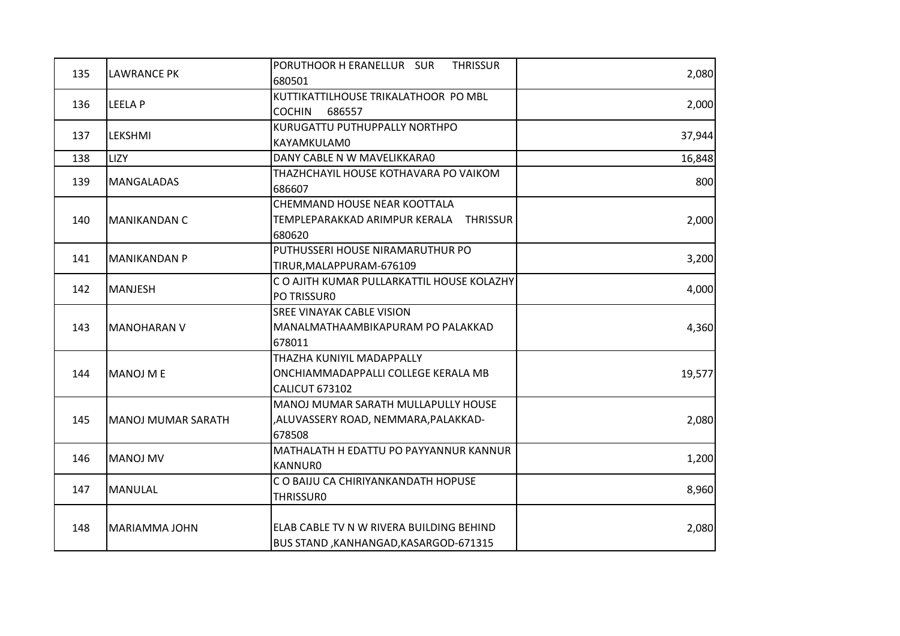| 135 | LAWRANCE PK | PORUTHOOR H ERANELLUR SUR THRISSUR 680501 | 2,080 |
|---|---|---|---|
| 136 | LEELA P | KUTTIKATTILHOUSE TRIKALATHOOR PO MBL COCHIN 686557 | 2,000 |
| 137 | LEKSHMI | KURUGATTU PUTHUPPALLY NORTHPO KAYAMKULAM0 | 37,944 |
| 138 | LIZY | DANY CABLE N W MAVELIKKARA0 | 16,848 |
| 139 | MANGALADAS | THAZHCHAYIL HOUSE KOTHAVARA PO VAIKOM 686607 | 800 |
| 140 | MANIKANDAN C | CHEMMAND HOUSE NEAR KOOTTALA TEMPLEPARAKKAD ARIMPUR KERALA THRISSUR 680620 | 2,000 |
| 141 | MANIKANDAN P | PUTHUSSERI HOUSE NIRAMARUTHUR PO TIRUR,MALAPPURAM-676109 | 3,200 |
| 142 | MANJESH | C O AJITH KUMAR PULLARKATTIL HOUSE KOLAZHY PO TRISSUR0 | 4,000 |
| 143 | MANOHARAN V | SREE VINAYAK CABLE VISION MANALMATHAAMBIKAPURAM PO PALAKKAD 678011 | 4,360 |
| 144 | MANOJ M E | THAZHA KUNIYIL MADAPPALLY ONCHIAMMADAPPALLI COLLEGE KERALA MB CALICUT 673102 | 19,577 |
| 145 | MANOJ MUMAR SARATH | MANOJ MUMAR SARATH MULLAPULLY HOUSE ,ALUVASSERY ROAD, NEMMARA,PALAKKAD-678508 | 2,080 |
| 146 | MANOJ MV | MATHALATH H EDATTU PO PAYYANNUR KANNUR KANNUR0 | 1,200 |
| 147 | MANULAL | C O BAIJU CA CHIRIYANKANDATH HOPUSE THRISSUR0 | 8,960 |
| 148 | MARIAMMA JOHN | ELAB CABLE TV N W RIVERA BUILDING BEHIND BUS STAND ,KANHANGAD,KASARGOD-671315 | 2,080 |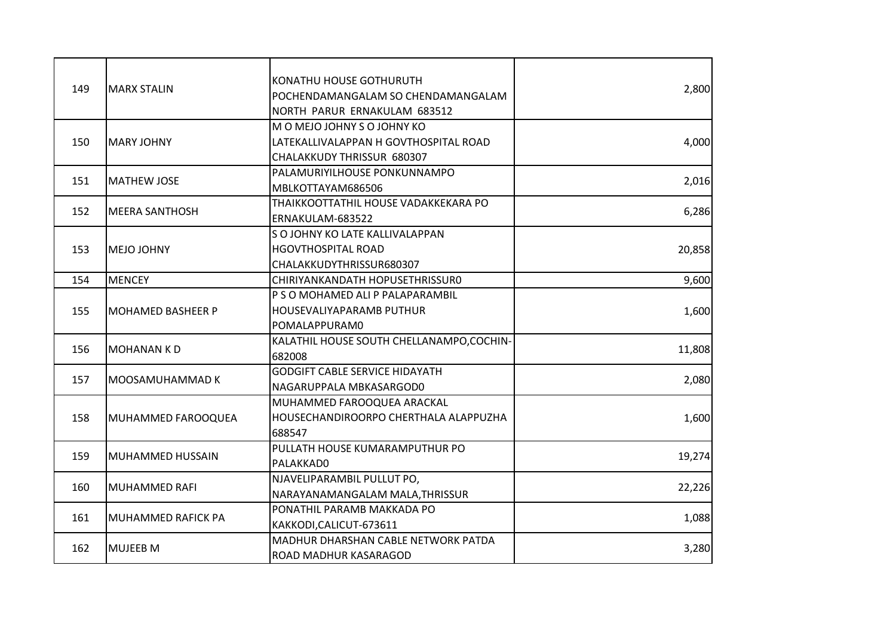| 149 | MARX STALIN | KONATHU HOUSE GOTHURUTH POCHENDAMANGALAM SO CHENDAMANGALAM NORTH PARUR ERNAKULAM 683512 | 2,800 |
|---|---|---|---|
| 150 | MARY JOHNY | M O MEJO JOHNY S O JOHNY KO LATEKALLIVALAPPAN H GOVTHOSPITAL ROAD CHALAKKUDY THRISSUR 680307 | 4,000 |
| 151 | MATHEW JOSE | PALAMURIYILHOUSE PONKUNNAMPO MBLKOTTAYAM686506 | 2,016 |
| 152 | MEERA SANTHOSH | THAIKKOOTTATHIL HOUSE VADAKKEKARA PO ERNAKULAM-683522 | 6,286 |
| 153 | MEJO JOHNY | S O JOHNY KO LATE KALLIVALAPPAN HGOVTHOSPITAL ROAD CHALAKKUDYTHRISSUR680307 | 20,858 |
| 154 | MENCEY | CHIRIYANKANDATH HOPUSETHRISSUR0 | 9,600 |
| 155 | MOHAMED BASHEER P | P S O MOHAMED ALI P PALAPARAMBIL HOUSEVALIYAPARAMB PUTHUR POMALAPPURAM0 | 1,600 |
| 156 | MOHANAN K D | KALATHIL HOUSE SOUTH CHELLANAMPO,COCHIN-682008 | 11,808 |
| 157 | MOOSAMUHAMMAD K | GODGIFT CABLE SERVICE HIDAYATH NAGARUPPALA MBKASARGOD0 | 2,080 |
| 158 | MUHAMMED FAROOQUEA | MUHAMMED FAROOQUEA ARACKAL HOUSECHANDIROORPO CHERTHALA ALAPPUZHA 688547 | 1,600 |
| 159 | MUHAMMED HUSSAIN | PULLATH HOUSE KUMARAMPUTHUR PO PALAKKAD0 | 19,274 |
| 160 | MUHAMMED RAFI | NJAVELIPARAMBIL PULLUT PO, NARAYANAMANGALAM MALA,THRISSUR | 22,226 |
| 161 | MUHAMMED RAFICK PA | PONATHIL PARAMB MAKKADA PO KAKKODI,CALICUT-673611 | 1,088 |
| 162 | MUJEEB M | MADHUR DHARSHAN CABLE NETWORK PATDA ROAD MADHUR KASARAGOD | 3,280 |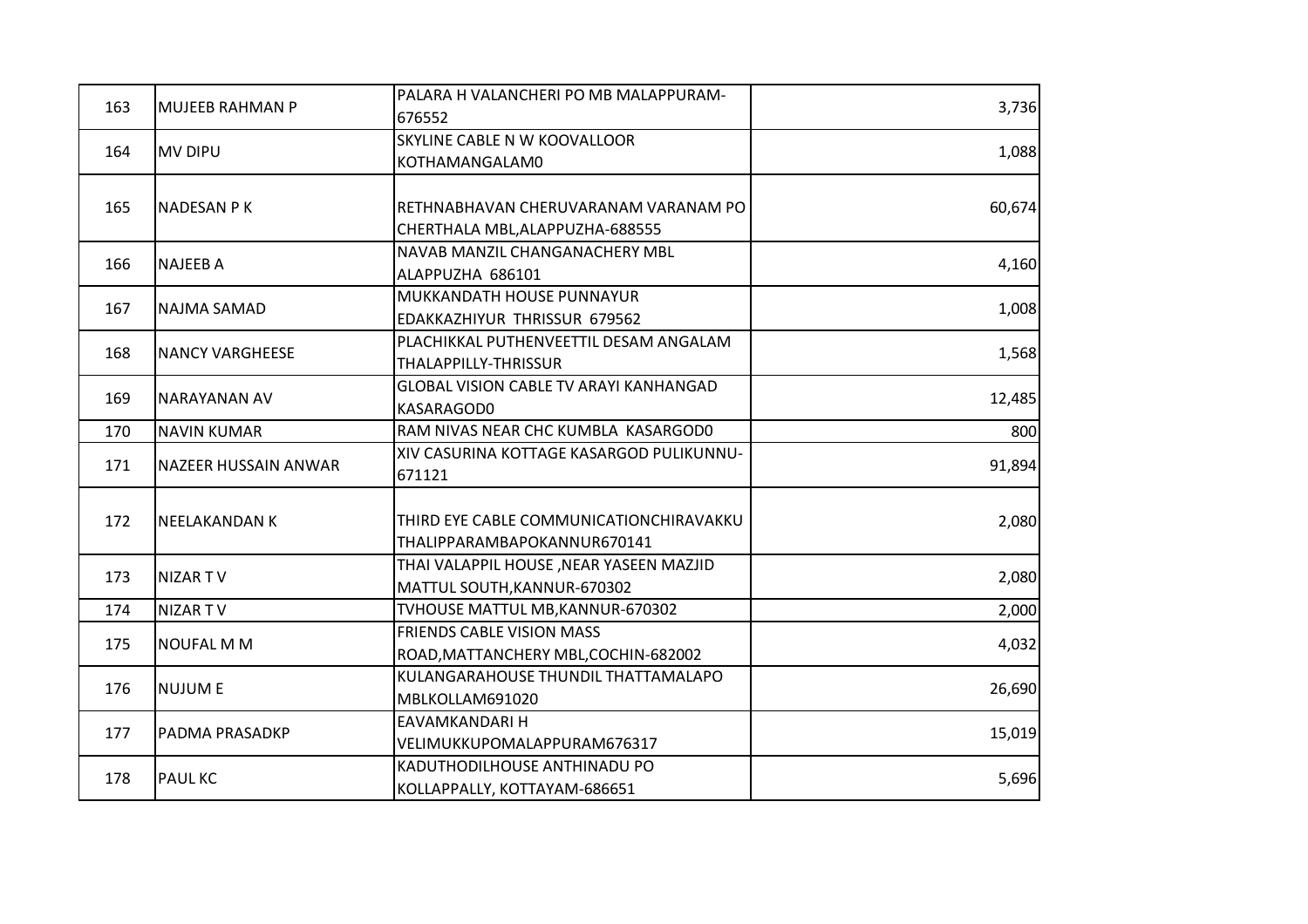| 163 | MUJEEB RAHMAN P | PALARA H VALANCHERI PO MB MALAPPURAM-676552 | 3,736 |
|---|---|---|---|
| 164 | MV DIPU | SKYLINE CABLE N W KOOVALLOOR KOTHAMANGALAM0 | 1,088 |
| 165 | NADESAN P K | RETHNABHAVAN CHERUVARANAM VARANAM PO CHERTHALA MBL,ALAPPUZHA-688555 | 60,674 |
| 166 | NAJEEB A | NAVAB MANZIL CHANGANACHERY MBL ALAPPUZHA 686101 | 4,160 |
| 167 | NAJMA SAMAD | MUKKANDATH HOUSE PUNNAYUR EDAKKAZHIYUR THRISSUR 679562 | 1,008 |
| 168 | NANCY VARGHEESE | PLACHIKKAL PUTHENVEETTIL DESAM ANGALAM THALAPPILLY-THRISSUR | 1,568 |
| 169 | NARAYANAN AV | GLOBAL VISION CABLE TV ARAYI KANHANGAD KASARAGOD0 | 12,485 |
| 170 | NAVIN KUMAR | RAM NIVAS NEAR CHC KUMBLA KASARGOD0 | 800 |
| 171 | NAZEER HUSSAIN ANWAR | XIV CASURINA KOTTAGE KASARGOD PULIKUNNU-671121 | 91,894 |
| 172 | NEELAKANDAN K | THIRD EYE CABLE COMMUNICATIONCHIRAVAKKU THALIPPARAMBAPOKANNUR670141 | 2,080 |
| 173 | NIZAR T V | THAI VALAPPIL HOUSE ,NEAR YASEEN MAZJID MATTUL SOUTH,KANNUR-670302 | 2,080 |
| 174 | NIZAR T V | TVHOUSE MATTUL MB,KANNUR-670302 | 2,000 |
| 175 | NOUFAL M M | FRIENDS CABLE VISION MASS ROAD,MATTANCHERY MBL,COCHIN-682002 | 4,032 |
| 176 | NUJUM E | KULANGARAHOUSE THUNDIL THATTAMALAPO MBLKOLLAM691020 | 26,690 |
| 177 | PADMA PRASADKP | EAVAMKANDARI H VELIMUKKUPOMALAPPURAM676317 | 15,019 |
| 178 | PAUL KC | KADUTHODILHOUSE ANTHINADU PO KOLLAPPALLY, KOTTAYAM-686651 | 5,696 |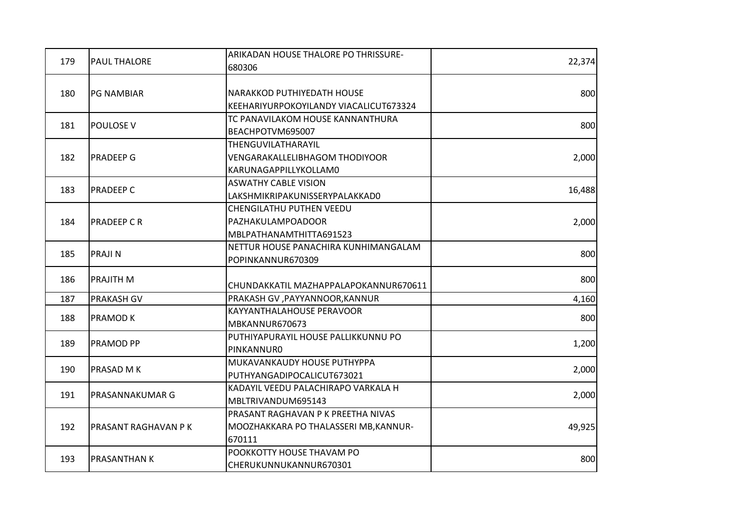| | | | |
|---|---|---|---|
| 179 | PAUL THALORE | ARIKADAN HOUSE THALORE PO THRISSURE-680306 | 22,374 |
| 180 | PG NAMBIAR | NARAKKOD PUTHIYEDATH HOUSE KEEHARIYURPOKOYILANDY VIACALICUT673324 | 800 |
| 181 | POULOSE V | TC PANAVILAKOM HOUSE KANNANTHURA BEACHPOTVM695007 | 800 |
| 182 | PRADEEP G | THENGUVILATHARAYIL VENGARAKALLELIBHAGOM THODIYOOR KARUNAGAPPILLYKOLLAM0 | 2,000 |
| 183 | PRADEEP C | ASWATHY CABLE VISION LAKSHMIKRIPAKUNISSERYPALAKKAD0 | 16,488 |
| 184 | PRADEEP C R | CHENGILATHU PUTHEN VEEDU PAZHAKULAMPOADOOR MBLPATHANAMTHITTA691523 | 2,000 |
| 185 | PRAJI N | NETTUR HOUSE PANACHIRA KUNHIMANGALAM POPINKANNUR670309 | 800 |
| 186 | PRAJITH M | CHUNDAKKATIL MAZHAPPALAPOKANNUR670611 | 800 |
| 187 | PRAKASH GV | PRAKASH GV ,PAYYANNOOR,KANNUR | 4,160 |
| 188 | PRAMOD K | KAYYANTHALAHOUSE PERAVOOR MBKANNUR670673 | 800 |
| 189 | PRAMOD PP | PUTHIYAPURAYIL HOUSE PALLIKKUNNU PO PINKANNUR0 | 1,200 |
| 190 | PRASAD M K | MUKAVANKAUDY HOUSE PUTHYPPA PUTHYANGADIPOCALICUT673021 | 2,000 |
| 191 | PRASANNAKUMAR G | KADAYIL VEEDU PALACHIRAPO VARKALA H MBLTRIVANDUM695143 | 2,000 |
| 192 | PRASANT RAGHAVAN P K | PRASANT RAGHAVAN P K PREETHA NIVAS MOOZHAKKARA PO THALASSERI MB,KANNUR-670111 | 49,925 |
| 193 | PRASANTHAN K | POOKKOTTY HOUSE THAVAM PO CHERUKUNNUKANNUR670301 | 800 |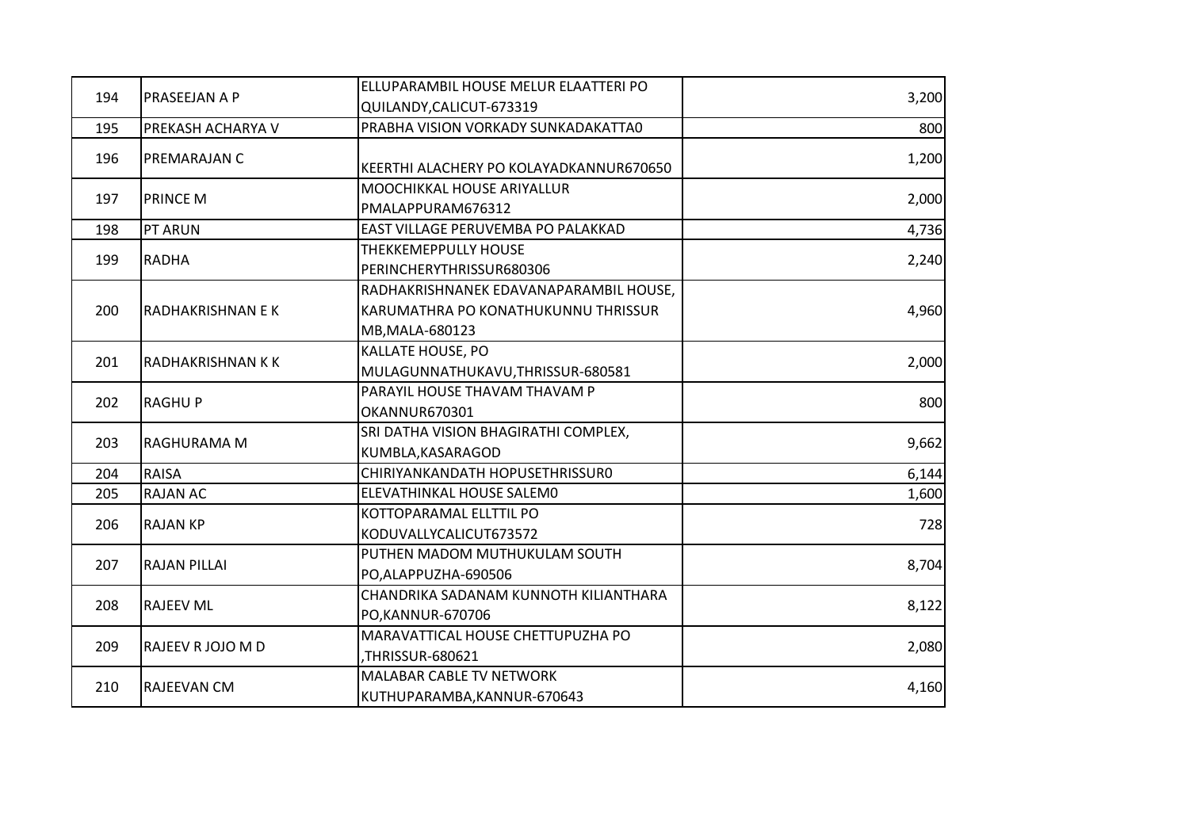| 194 | PRASEEJAN A P | ELLUPARAMBIL HOUSE MELUR ELAATTERI PO QUILANDY,CALICUT-673319 | 3,200 |
|---|---|---|---|
| 195 | PREKASH ACHARYA V | PRABHA VISION VORKADY SUNKADAKATTA0 | 800 |
| 196 | PREMARAJAN C | KEERTHI ALACHERY PO KOLAYADKANNUR670650 | 1,200 |
| 197 | PRINCE M | MOOCHIKKAL HOUSE ARIYALLUR PMALAPPURAM676312 | 2,000 |
| 198 | PT ARUN | EAST VILLAGE PERUVEMBA PO PALAKKAD | 4,736 |
| 199 | RADHA | THEKKEMEPPULLY HOUSE PERINCHERYTHRISSUR680306 | 2,240 |
| 200 | RADHAKRISHNAN E K | RADHAKRISHNANEK EDAVANAPARAMBIL HOUSE, KARUMATHRA PO KONATHUKUNNU THRISSUR MB,MALA-680123 | 4,960 |
| 201 | RADHAKRISHNAN K K | KALLATE HOUSE, PO MULAGUNNATHUKAVU,THRISSUR-680581 | 2,000 |
| 202 | RAGHU P | PARAYIL HOUSE THAVAM THAVAM P OKANNUR670301 | 800 |
| 203 | RAGHURAMA M | SRI DATHA VISION BHAGIRATHI COMPLEX, KUMBLA,KASARAGOD | 9,662 |
| 204 | RAISA | CHIRIYANKANDATH HOPUSETHRISSUR0 | 6,144 |
| 205 | RAJAN AC | ELEVATHINKAL HOUSE SALEM0 | 1,600 |
| 206 | RAJAN KP | KOTTOPARAMAL ELLTTIL PO KODUVALLYCALICUT673572 | 728 |
| 207 | RAJAN PILLAI | PUTHEN MADOM MUTHUKULAM SOUTH PO,ALAPPUZHA-690506 | 8,704 |
| 208 | RAJEEV ML | CHANDRIKA SADANAM KUNNOTH KILIANTHARA PO,KANNUR-670706 | 8,122 |
| 209 | RAJEEV R JOJO M D | MARAVATTICAL HOUSE CHETTUPUZHA PO ,THRISSUR-680621 | 2,080 |
| 210 | RAJEEVAN CM | MALABAR CABLE TV NETWORK KUTHUPARAMBA,KANNUR-670643 | 4,160 |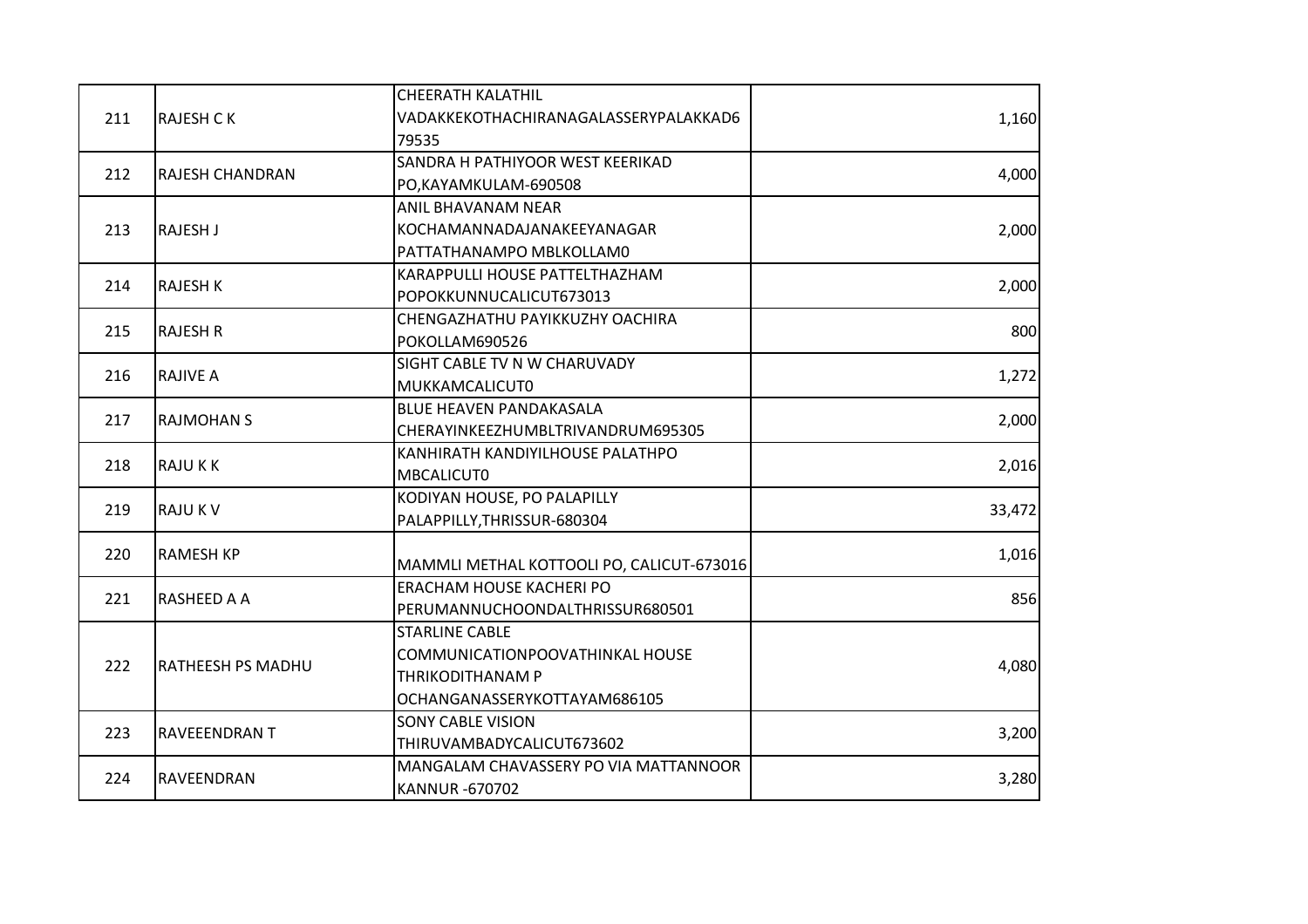| 211 | RAJESH C K | CHEERATH KALATHIL VADAKKEKOTHACHIRANAGALASSERYPALAKKAD679535 | 1,160 |
|---|---|---|---|
| 212 | RAJESH CHANDRAN | SANDRA H PATHIYOOR WEST KEERIKAD PO,KAYAMKULAM-690508 | 4,000 |
| 213 | RAJESH J | ANIL BHAVANAM NEAR KOCHAMANNADAJANAKEEYANAGAR PATTATHANAMPO MBLKOLLAM0 | 2,000 |
| 214 | RAJESH K | KARAPPULLI HOUSE PATTELTHAZHAM POPOKKUNNUCALICUT673013 | 2,000 |
| 215 | RAJESH R | CHENGAZHATHU PAYIKKUZHY OACHIRA POKOLLAM690526 | 800 |
| 216 | RAJIVE A | SIGHT CABLE TV N W CHARUVADY MUKKAMCALICUT0 | 1,272 |
| 217 | RAJMOHAN S | BLUE HEAVEN PANDAKASALA CHERAYINKEEZHUMBLTRIVANDRUM695305 | 2,000 |
| 218 | RAJU K K | KANHIRATH KANDIYILHOUSE PALATHPO MBCALICUT0 | 2,016 |
| 219 | RAJU K V | KODIYAN HOUSE, PO PALAPILLY PALAPPILLY,THRISSUR-680304 | 33,472 |
| 220 | RAMESH KP | MAMMLI METHAL KOTTOOLI PO, CALICUT-673016 | 1,016 |
| 221 | RASHEED A A | ERACHAM HOUSE KACHERI PO PERUMANNUCHOONDALTHRISSUR680501 | 856 |
| 222 | RATHEESH PS MADHU | STARLINE CABLE COMMUNICATIONPOOVATHINKAL HOUSE THRIKODITHANAM P OCHANGANASSERYKOTTAYAM686105 | 4,080 |
| 223 | RAVEEENDRAN T | SONY CABLE VISION THIRUVAMBADYCALICUT673602 | 3,200 |
| 224 | RAVEENDRAN | MANGALAM CHAVASSERY PO VIA MATTANNOOR KANNUR -670702 | 3,280 |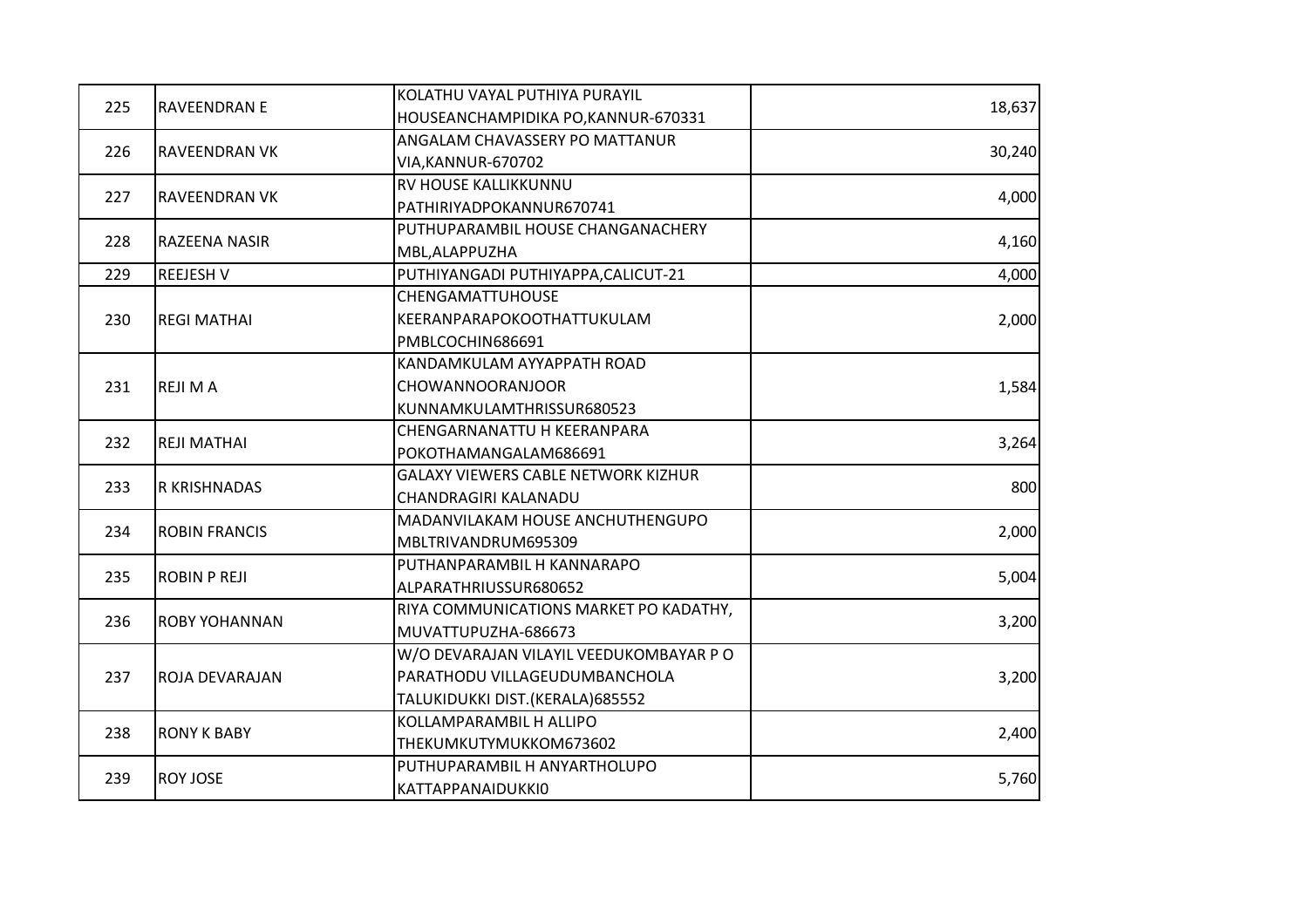| | | | |
|---|---|---|---|
| 225 | RAVEENDRAN E | KOLATHU VAYAL PUTHIYA PURAYIL HOUSEANCHAMPIDIKA PO,KANNUR-670331 | 18,637 |
| 226 | RAVEENDRAN VK | ANGALAM CHAVASSERY PO MATTANUR VIA,KANNUR-670702 | 30,240 |
| 227 | RAVEENDRAN VK | RV HOUSE KALLIKKUNNU PATHIRIYADPOKANNUR670741 | 4,000 |
| 228 | RAZEENA NASIR | PUTHUPARAMBIL HOUSE CHANGANACHERY MBL,ALAPPUZHA | 4,160 |
| 229 | REEJESH V | PUTHIYANGADI PUTHIYAPPA,CALICUT-21 | 4,000 |
| 230 | REGI MATHAI | CHENGAMATTUHOUSE KEERANPARAPOKOOTHATTUKULAM PMBLCOCHIN686691 | 2,000 |
| 231 | REJI M A | KANDAMKULAM AYYAPPATH ROAD CHOWANNOORANJOOR KUNNAMKULAMTHRISSUR680523 | 1,584 |
| 232 | REJI MATHAI | CHENGARNANATTU H KEERANPARA POKOTHAMANGALAM686691 | 3,264 |
| 233 | R KRISHNADAS | GALAXY VIEWERS CABLE NETWORK KIZHUR CHANDRAGIRI KALANADU | 800 |
| 234 | ROBIN FRANCIS | MADANVILAKAM HOUSE ANCHUTHENGUPO MBLTRIVANDRUM695309 | 2,000 |
| 235 | ROBIN P REJI | PUTHANPARAMBIL H KANNARAPO ALPARATHRIUSSUR680652 | 5,004 |
| 236 | ROBY YOHANNAN | RIYA COMMUNICATIONS MARKET PO KADATHY, MUVATTUPUZHA-686673 | 3,200 |
| 237 | ROJA DEVARAJAN | W/O DEVARAJAN VILAYIL VEEDUKOMBAYAR P O PARATHODU VILLAGEUDUMBANCHOLA TALUKIDUKKI DIST.(KERALA)685552 | 3,200 |
| 238 | RONY K BABY | KOLLAMPARAMBIL H ALLIPO THEKUMKUTYMUKKOM673602 | 2,400 |
| 239 | ROY JOSE | PUTHUPARAMBIL H ANYARTHOLUPO KATTAPPANAIDUKKI0 | 5,760 |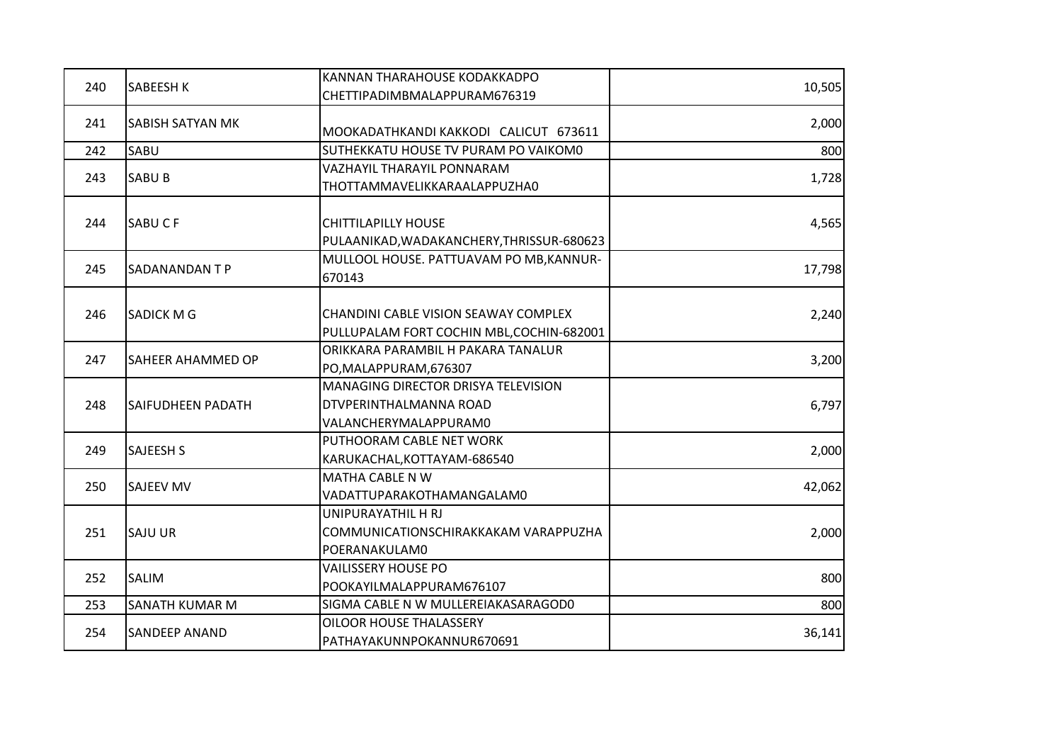| 240 | SABEESH K | KANNAN THARAHOUSE KODAKKADPO CHETTIPADIMBMALAPPURAM676319 | 10,505 |
|---|---|---|---|
| 241 | SABISH SATYAN MK | MOOKADATHKANDI KAKKODI CALICUT 673611 | 2,000 |
| 242 | SABU | SUTHEKKATU HOUSE TV PURAM PO VAIKOM0 | 800 |
| 243 | SABU B | VAZHAYIL THARAYIL PONNARAM THOTTAMMAVELIKKARAALAPPUZHA0 | 1,728 |
| 244 | SABU C F | CHITTILAPILLY HOUSE PULAANIKAD,WADAKANCHERY,THRISSUR-680623 | 4,565 |
| 245 | SADANANDAN T P | MULLOOL HOUSE. PATTUAVAM PO MB,KANNUR-670143 | 17,798 |
| 246 | SADICK M G | CHANDINI CABLE VISION SEAWAY COMPLEX PULLUPALAM FORT COCHIN MBL,COCHIN-682001 | 2,240 |
| 247 | SAHEER AHAMMED OP | ORIKKARA PARAMBIL H PAKARA TANALUR PO,MALAPPURAM,676307 | 3,200 |
| 248 | SAIFUDHEEN PADATH | MANAGING DIRECTOR DRISYA TELEVISION DTVPERINTHALMANNA ROAD VALANCHERYMALAPPURAM0 | 6,797 |
| 249 | SAJEESH S | PUTHOORAM CABLE NET WORK KARUKACHAL,KOTTAYAM-686540 | 2,000 |
| 250 | SAJEEV MV | MATHA CABLE N W VADATTUPARAKOTHAMANGALAM0 | 42,062 |
| 251 | SAJU UR | UNIPURAYATHIL H RJ COMMUNICATIONSCHIRAKKAKAM VARAPPUZHA POERANAKULAM0 | 2,000 |
| 252 | SALIM | VAILISSERY HOUSE PO POOKAYILMALAPPURAM676107 | 800 |
| 253 | SANATH KUMAR M | SIGMA CABLE N W MULLEREIAKASARAGOD0 | 800 |
| 254 | SANDEEP ANAND | OILOOR HOUSE THALASSERY PATHAYAKUNNPOKANNUR670691 | 36,141 |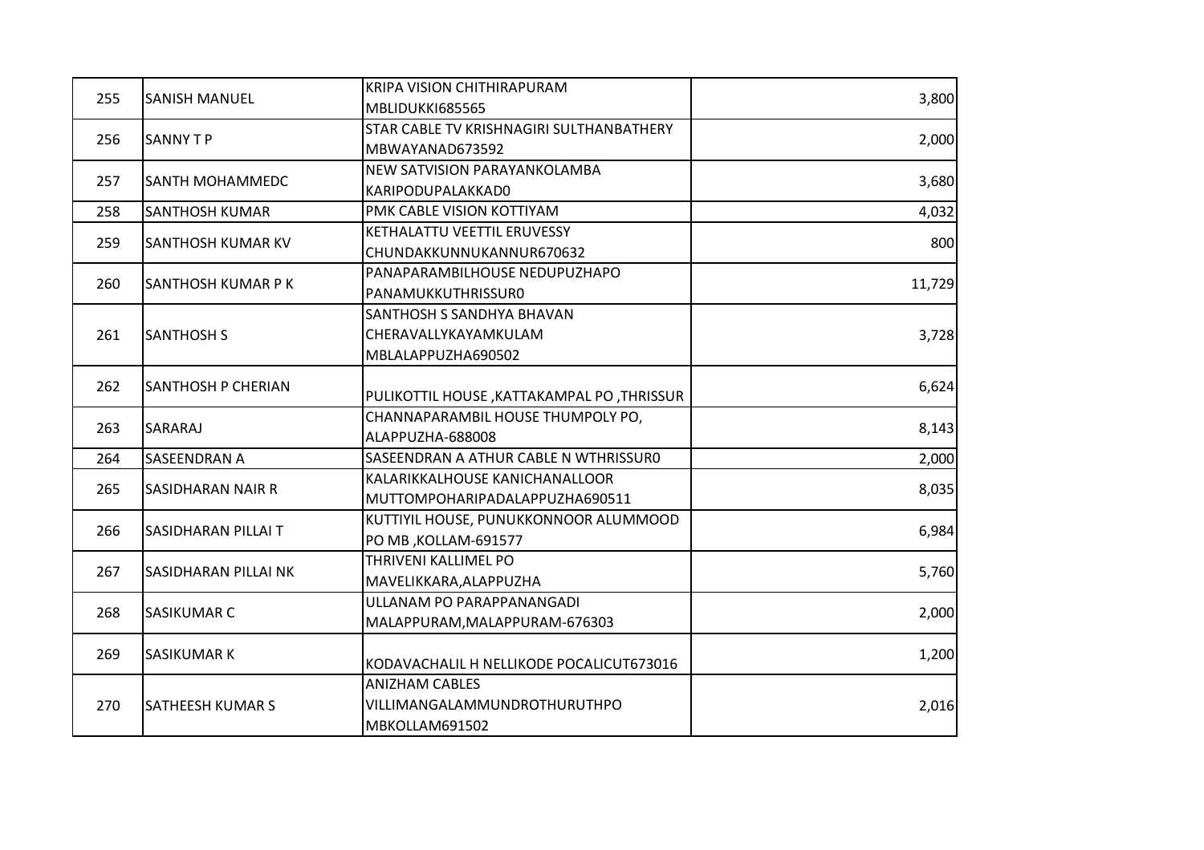| 255 | SANISH MANUEL | KRIPA VISION CHITHIRAPURAM MBLIDUKKI685565 | 3,800 |
|---|---|---|---|
| 256 | SANNY T P | STAR CABLE TV KRISHNAGIRI SULTHANBATHERY MBWAYANAD673592 | 2,000 |
| 257 | SANTH MOHAMMEDC | NEW SATVISION PARAYANKOLAMBA KARIPODUPALAKKAD0 | 3,680 |
| 258 | SANTHOSH KUMAR | PMK CABLE VISION KOTTIYAM | 4,032 |
| 259 | SANTHOSH KUMAR KV | KETHALATTU VEETTIL ERUVESSY CHUNDAKKUNNUKANNUR670632 | 800 |
| 260 | SANTHOSH KUMAR P K | PANAPARAMBILHOUSE NEDUPUZHAPO PANAMUKKUTHRISSUR0 | 11,729 |
| 261 | SANTHOSH S | SANTHOSH S SANDHYA BHAVAN CHERAVALLYKAYAMKULAM MBLALAPPUZHA690502 | 3,728 |
| 262 | SANTHOSH P CHERIAN | PULIKOTTIL HOUSE ,KATTAKAMPAL PO ,THRISSUR | 6,624 |
| 263 | SARARAJ | CHANNAPARAMBIL HOUSE THUMPOLY PO, ALAPPUZHA-688008 | 8,143 |
| 264 | SASEENDRAN A | SASEENDRAN A ATHUR CABLE N WTHRISSUR0 | 2,000 |
| 265 | SASIDHARAN NAIR R | KALARIKKALHOUSE KANICHANALLOOR MUTTOMPOHARIPADALAPPUZHA690511 | 8,035 |
| 266 | SASIDHARAN PILLAI T | KUTTIYIL HOUSE, PUNUKKONNOOR ALUMMOOD PO MB ,KOLLAM-691577 | 6,984 |
| 267 | SASIDHARAN PILLAI NK | THRIVENI KALLIMEL PO MAVELIKKARA,ALAPPUZHA | 5,760 |
| 268 | SASIKUMAR C | ULLANAM PO PARAPPANANGADI MALAPPURAM,MALAPPURAM-676303 | 2,000 |
| 269 | SASIKUMAR K | KODAVACHALIL H NELLIKODE POCALICUT673016 | 1,200 |
| 270 | SATHEESH KUMAR S | ANIZHAM CABLES VILLIMANGALAMMUNDROTHURUTHPO MBKOLLAM691502 | 2,016 |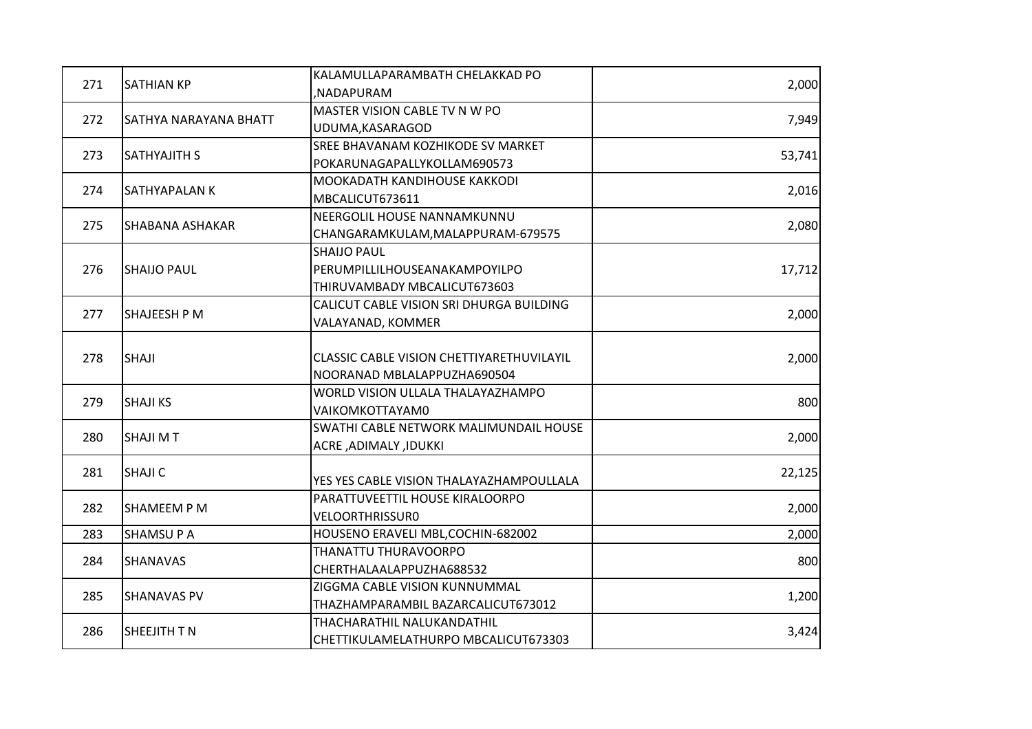| 271 | SATHIAN KP | KALAMULLAPARAMBATH CHELAKKAD PO ,NADAPURAM | 2,000 |
|---|---|---|---|
| 272 | SATHYA NARAYANA BHATT | MASTER VISION CABLE TV N W PO UDUMA,KASARAGOD | 7,949 |
| 273 | SATHYAJITH S | SREE BHAVANAM KOZHIKODE SV MARKET POKARUNAGAPALLYKOLLAM690573 | 53,741 |
| 274 | SATHYAPALAN K | MOOKADATH KANDIHOUSE KAKKODI MBCALICUT673611 | 2,016 |
| 275 | SHABANA ASHAKAR | NEERGOLIL HOUSE NANNAMKUNNU CHANGARAMKULAM,MALAPPURAM-679575 | 2,080 |
| 276 | SHAIJO PAUL | SHAIJO PAUL PERUMPILLILHOUSEANAKAMPOYILPO THIRUVAMBADY MBCALICUT673603 | 17,712 |
| 277 | SHAJEESH P M | CALICUT CABLE VISION SRI DHURGA BUILDING VALAYANAD, KOMMER | 2,000 |
| 278 | SHAJI | CLASSIC CABLE VISION CHETTIYARETHUVILAYIL NOORANAD MBLALAPPUZHA690504 | 2,000 |
| 279 | SHAJI KS | WORLD VISION ULLALA THALAYAZHAMPO VAIKOMKOTTAYAM0 | 800 |
| 280 | SHAJI M T | SWATHI CABLE NETWORK MALIMUNDAIL HOUSE ACRE ,ADIMALY ,IDUKKI | 2,000 |
| 281 | SHAJI C | YES YES CABLE VISION THALAYAZHAMPOULLALA | 22,125 |
| 282 | SHAMEEM P M | PARATTUVEETTIL HOUSE KIRALOORPO VELOORTHRISSUR0 | 2,000 |
| 283 | SHAMSU P A | HOUSENO ERAVELI MBL,COCHIN-682002 | 2,000 |
| 284 | SHANAVAS | THANATTU THURAVOORPO CHERTHALAALAPPUZHA688532 | 800 |
| 285 | SHANAVAS PV | ZIGGMA CABLE VISION KUNNUMMAL THAZHAMPARAMBIL BAZARCALICUT673012 | 1,200 |
| 286 | SHEEJITH T N | THACHARATHIL NALUKANDATHIL CHETTIKULAMELATHURPO MBCALICUT673303 | 3,424 |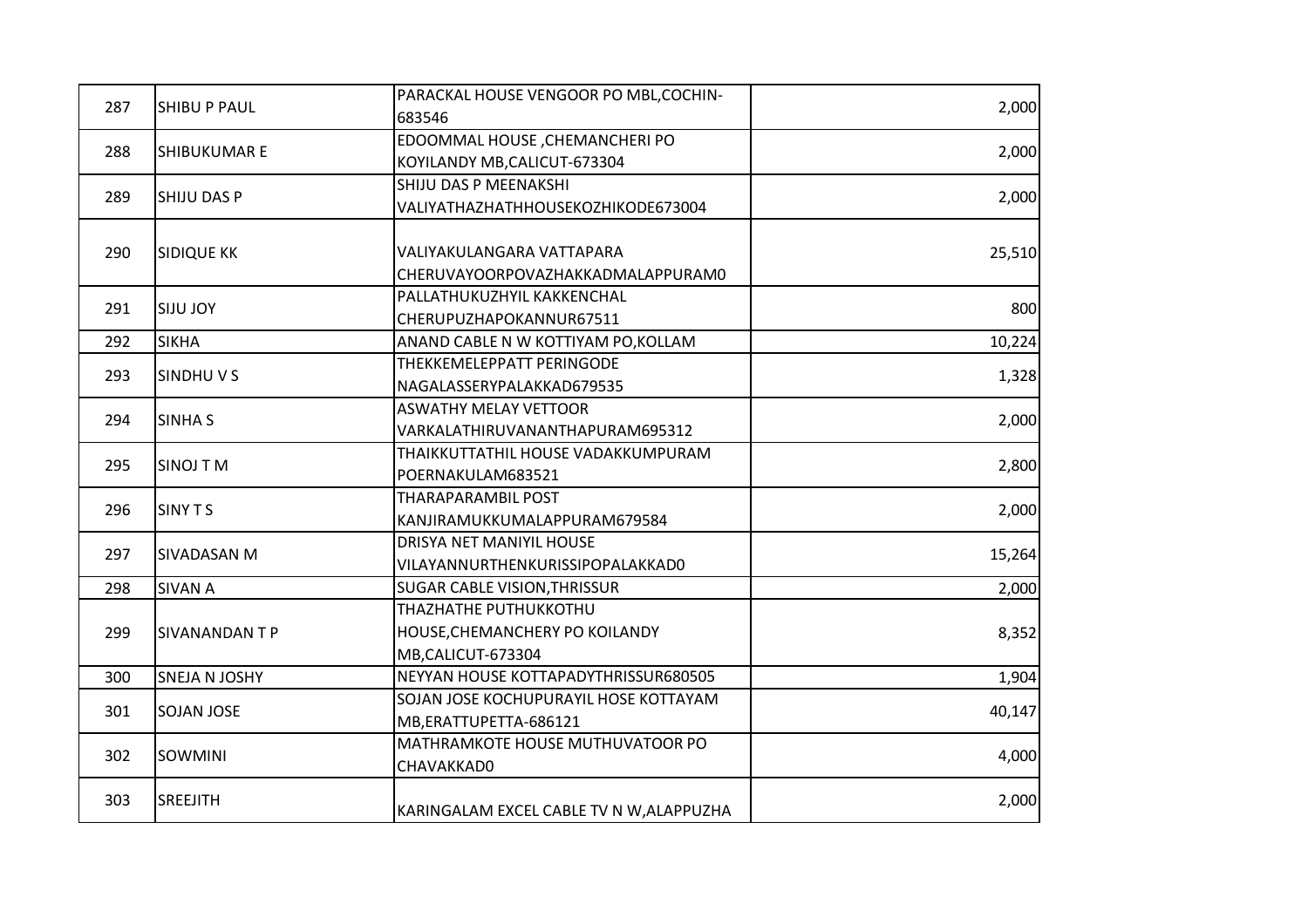| 287 | SHIBU P PAUL | PARACKAL HOUSE VENGOOR PO MBL,COCHIN-683546 | 2,000 |
|---|---|---|---|
| 288 | SHIBUKUMAR E | EDOOMMAL HOUSE ,CHEMANCHERI PO KOYILANDY MB,CALICUT-673304 | 2,000 |
| 289 | SHIJU DAS P | SHIJU DAS P MEENAKSHI VALIYATHAZHATHHOUSEKOZHIKODE673004 | 2,000 |
| 290 | SIDIQUE KK | VALIYAKULANGARA VATTAPARA CHERUVAYOORPOVAZHAKKADMALAPPURAM0 | 25,510 |
| 291 | SIJU JOY | PALLATHUKUZHYIL KAKKENCHAL CHERUPUZHAPOKANNUR67511 | 800 |
| 292 | SIKHA | ANAND CABLE N W KOTTIYAM PO,KOLLAM | 10,224 |
| 293 | SINDHU V S | THEKKEMELEPPATT PERINGODE NAGALASSERYPALAKKAD679535 | 1,328 |
| 294 | SINHA S | ASWATHY MELAY VETTOOR VARKALATHIRUVANANTHAPURAM695312 | 2,000 |
| 295 | SINOJ T M | THAIKKUTTATHIL HOUSE VADAKKUMPURAM POERNAKULAM683521 | 2,800 |
| 296 | SINY T S | THARAPARAMBIL POST KANJIRAMUKKUMALAPPURAM679584 | 2,000 |
| 297 | SIVADASAN M | DRISYA NET MANIYIL HOUSE VILAYANNURTHENKURISSIPOPALAKKAD0 | 15,264 |
| 298 | SIVAN A | SUGAR CABLE VISION,THRISSUR | 2,000 |
| 299 | SIVANANDAN T P | THAZHATHE PUTHUKKOTHU HOUSE,CHEMANCHERY PO KOILANDY MB,CALICUT-673304 | 8,352 |
| 300 | SNEJA N JOSHY | NEYYAN HOUSE KOTTAPADYTHRISSUR680505 | 1,904 |
| 301 | SOJAN JOSE | SOJAN JOSE KOCHUPURAYIL HOSE KOTTAYAM MB,ERATTUPETTA-686121 | 40,147 |
| 302 | SOWMINI | MATHRAMKOTE HOUSE MUTHUVATOOR PO CHAVAKKAD0 | 4,000 |
| 303 | SREEJITH | KARINGALAM EXCEL CABLE TV N W,ALAPPUZHA | 2,000 |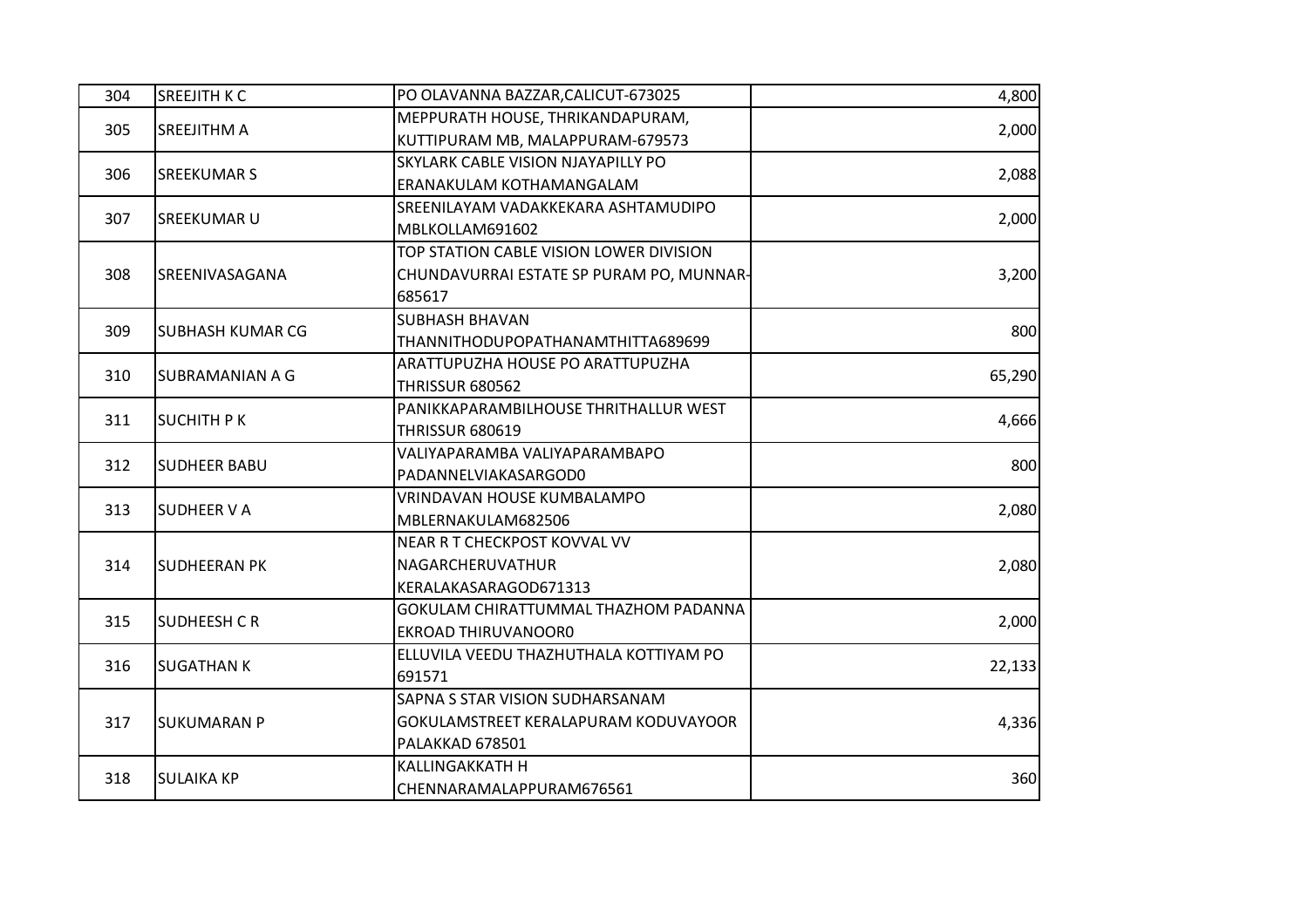| 304 | SREEJITH K C | PO OLAVANNA BAZZAR,CALICUT-673025 | 4,800 |
|---|---|---|---|
| 305 | SREEJITHM A | MEPPURATH HOUSE, THRIKANDAPURAM, KUTTIPURAM MB, MALAPPURAM-679573 | 2,000 |
| 306 | SREEKUMAR S | SKYLARK CABLE VISION NJAYAPILLY PO ERANAKULAM KOTHAMANGALAM | 2,088 |
| 307 | SREEKUMAR U | SREENILAYAM VADAKKEKARA ASHTAMUDIPO MBLKOLLAM691602 | 2,000 |
| 308 | SREENIVASAGANA | TOP STATION CABLE VISION LOWER DIVISION CHUNDAVURRAI ESTATE SP PURAM PO, MUNNAR-685617 | 3,200 |
| 309 | SUBHASH KUMAR CG | SUBHASH BHAVAN THANNITHODUPOPATHANAMTHITTA689699 | 800 |
| 310 | SUBRAMANIAN A G | ARATTUPUZHA HOUSE PO ARATTUPUZHA THRISSUR 680562 | 65,290 |
| 311 | SUCHITH P K | PANIKKAPARAMBILHOUSE THRITHALLUR WEST THRISSUR 680619 | 4,666 |
| 312 | SUDHEER BABU | VALIYAPARAMBA VALIYAPARAMBAPO PADANNELVIAKASARGOD0 | 800 |
| 313 | SUDHEER V A | VRINDAVAN HOUSE KUMBALAMPO MBLERNAKULAM682506 | 2,080 |
| 314 | SUDHEERAN PK | NEAR R T CHECKPOST KOVVAL VV NAGARCHERUVATHUR KERALAKASARAGOD671313 | 2,080 |
| 315 | SUDHEESH C R | GOKULAM CHIRATTUMMAL THAZHOM PADANNA EKROAD THIRUVANOOR0 | 2,000 |
| 316 | SUGATHAN K | ELLUVILA VEEDU THAZHUTHALA KOTTIYAM PO 691571 | 22,133 |
| 317 | SUKUMARAN P | SAPNA S STAR VISION SUDHARSANAM GOKULAMSTREET KERALAPURAM KODUVAYOOR PALAKKAD 678501 | 4,336 |
| 318 | SULAIKA KP | KALLINGAKKATH H CHENNARAMALAPPURAM676561 | 360 |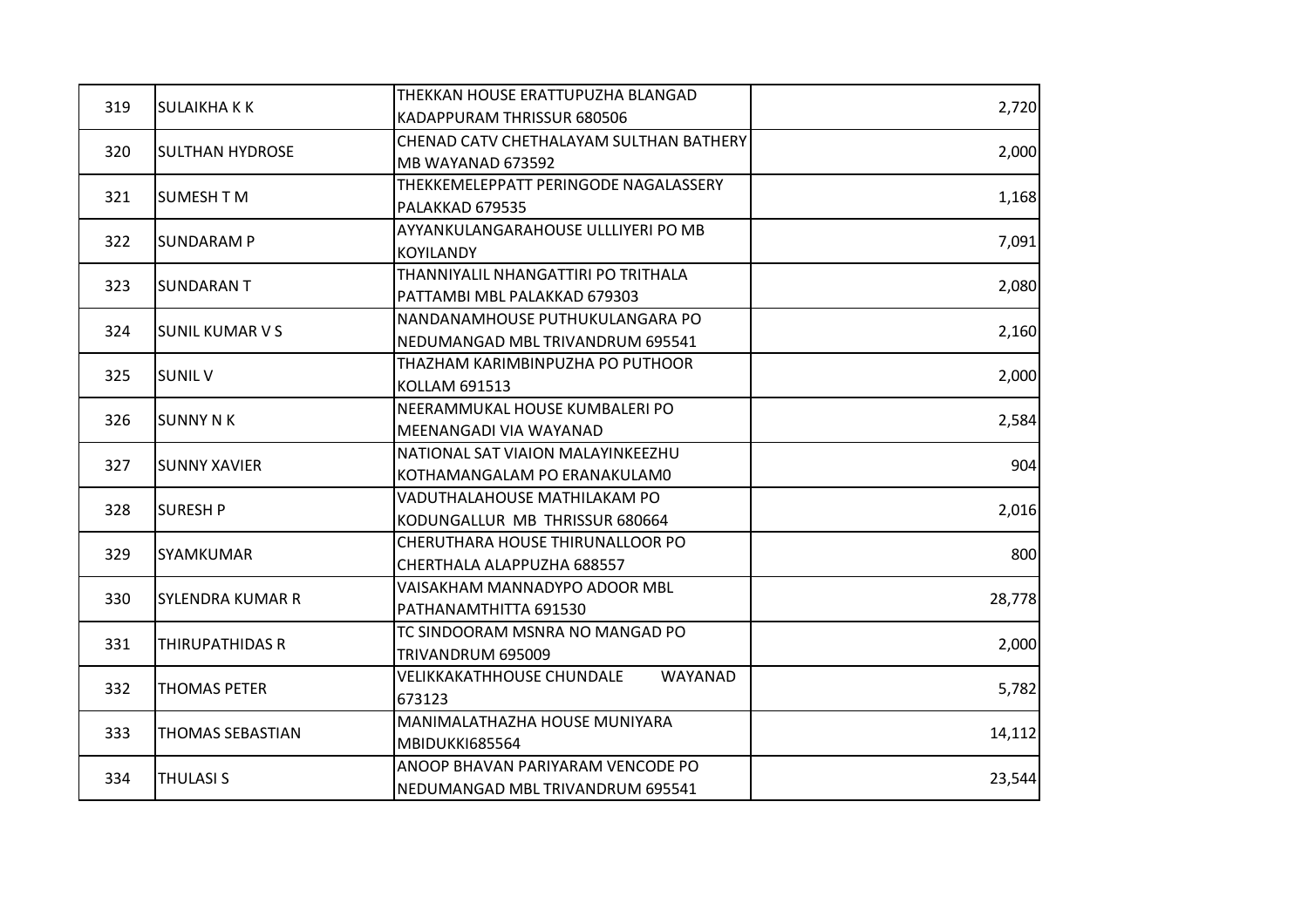| 319 | SULAIKHA K K | THEKKAN HOUSE ERATTUPUZHA BLANGAD KADAPPURAM THRISSUR 680506 | 2,720 |
|---|---|---|---|
| 320 | SULTHAN HYDROSE | CHENAD CATV CHETHALAYAM SULTHAN BATHERY MB WAYANAD 673592 | 2,000 |
| 321 | SUMESH T M | THEKKEMELEPPATT PERINGODE NAGALASSERY PALAKKAD 679535 | 1,168 |
| 322 | SUNDARAM P | AYYANKULANGARAHOUSE ULLLIYERI PO MB KOYILANDY | 7,091 |
| 323 | SUNDARAN T | THANNIYALIL NHANGATTIRI PO TRITHALA PATTAMBI MBL PALAKKAD 679303 | 2,080 |
| 324 | SUNIL KUMAR V S | NANDANAMHOUSE PUTHUKULANGARA PO NEDUMANGAD MBL TRIVANDRUM 695541 | 2,160 |
| 325 | SUNIL V | THAZHAM KARIMBINPUZHA PO PUTHOOR KOLLAM 691513 | 2,000 |
| 326 | SUNNY N K | NEERAMMUKAL HOUSE KUMBALERI PO MEENANGADI VIA WAYANAD | 2,584 |
| 327 | SUNNY XAVIER | NATIONAL SAT VIAION MALAYINKEEZHU KOTHAMANGALAM PO ERANAKULAM0 | 904 |
| 328 | SURESH P | VADUTHALAHOUSE MATHILAKAM PO KODUNGALLUR MB THRISSUR 680664 | 2,016 |
| 329 | SYAMKUMAR | CHERUTHARA HOUSE THIRUNALLOOR PO CHERTHALA ALAPPUZHA 688557 | 800 |
| 330 | SYLENDRA KUMAR R | VAISAKHAM MANNADYPO ADOOR MBL PATHANAMTHITTA 691530 | 28,778 |
| 331 | THIRUPATHIDAS R | TC SINDOORAM MSNRA NO MANGAD PO TRIVANDRUM 695009 | 2,000 |
| 332 | THOMAS PETER | VELIKKAKATHHOUSE CHUNDALE WAYANAD 673123 | 5,782 |
| 333 | THOMAS SEBASTIAN | MANIMALATHAZHA HOUSE MUNIYARA MBIDUKKI685564 | 14,112 |
| 334 | THULASI S | ANOOP BHAVAN PARIYARAM VENCODE PO NEDUMANGAD MBL TRIVANDRUM 695541 | 23,544 |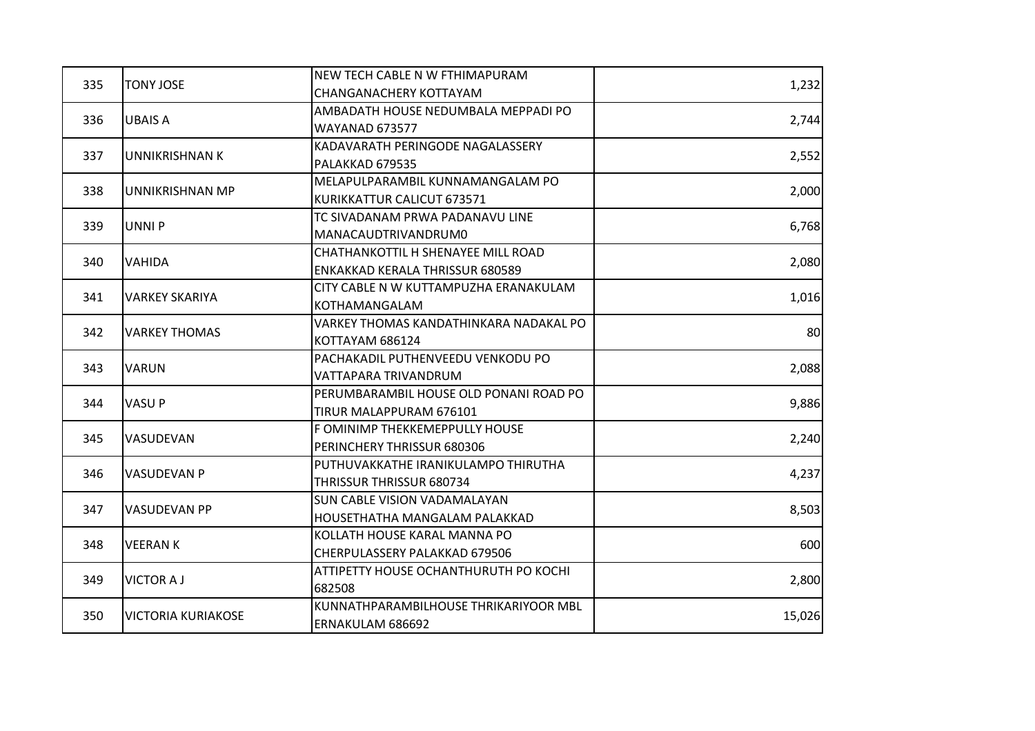| 335 | TONY JOSE | NEW TECH CABLE N W FTHIMAPURAM CHANGANACHERY KOTTAYAM | 1,232 |
|---|---|---|---|
| 336 | UBAIS A | AMBADATH HOUSE NEDUMBALA MEPPADI PO WAYANAD 673577 | 2,744 |
| 337 | UNNIKRISHNAN K | KADAVARATH PERINGODE NAGALASSERY PALAKKAD 679535 | 2,552 |
| 338 | UNNIKRISHNAN MP | MELAPULPARAMBIL KUNNAMANGALAM PO KURIKKATTUR CALICUT 673571 | 2,000 |
| 339 | UNNI P | TC SIVADANAM PRWA PADANAVU LINE MANACAUDTRIVANDRUM0 | 6,768 |
| 340 | VAHIDA | CHATHANKOTTIL H SHENAYEE MILL ROAD ENKAKKAD KERALA THRISSUR 680589 | 2,080 |
| 341 | VARKEY SKARIYA | CITY CABLE N W KUTTAMPUZHA ERANAKULAM KOTHAMANGALAM | 1,016 |
| 342 | VARKEY THOMAS | VARKEY THOMAS KANDATHINKARA NADAKAL PO KOTTAYAM 686124 | 80 |
| 343 | VARUN | PACHAKADIL PUTHENVEEDU VENKODU PO VATTAPARA TRIVANDRUM | 2,088 |
| 344 | VASU P | PERUMBARAMBIL HOUSE OLD PONANI ROAD PO TIRUR MALAPPURAM 676101 | 9,886 |
| 345 | VASUDEVAN | F OMINIMP THEKKEMEPPULLY HOUSE PERINCHERY THRISSUR 680306 | 2,240 |
| 346 | VASUDEVAN P | PUTHUVAKKATHE IRANIKULAMPO THIRUTHA THRISSUR THRISSUR 680734 | 4,237 |
| 347 | VASUDEVAN PP | SUN CABLE VISION VADAMALAYAN HOUSETHATHA MANGALAM PALAKKAD | 8,503 |
| 348 | VEERAN K | KOLLATH HOUSE KARAL MANNA PO CHERPULASSERY PALAKKAD 679506 | 600 |
| 349 | VICTOR A J | ATTIPETTY HOUSE OCHANTHURUTH PO KOCHI 682508 | 2,800 |
| 350 | VICTORIA KURIAKOSE | KUNNATHPARAMBILHOUSE THRIKARIYOOR MBL ERNAKULAM 686692 | 15,026 |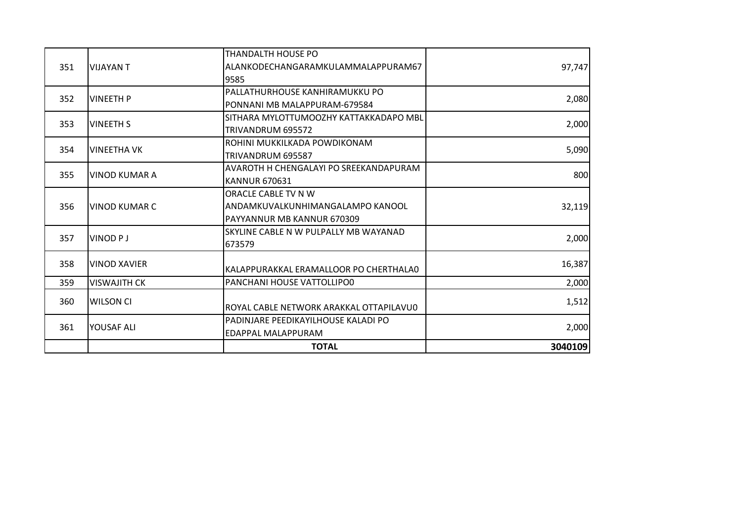| | | | |
|---|---|---|---|
| 351 | VIJAYAN T | THANDALTH HOUSE PO ALANKODECHANGARAMKULAMMALAPPURAM679585 | 97,747 |
| 352 | VINEETH P | PALLATHURHOUSE KANHIRAMUKKU PO PONNANI MB MALAPPURAM-679584 | 2,080 |
| 353 | VINEETH S | SITHARA MYLOTTUMOOZHY KATTAKKADAPO MBL TRIVANDRUM 695572 | 2,000 |
| 354 | VINEETHA VK | ROHINI MUKKILKADA POWDIKONAM TRIVANDRUM 695587 | 5,090 |
| 355 | VINOD KUMAR A | AVAROTH H CHENGALAYI PO SREEKANDAPURAM KANNUR 670631 | 800 |
| 356 | VINOD KUMAR C | ORACLE CABLE TV N W ANDAMKUVALKUNHIMANGALAMPO KANOOL PAYYANNUR MB KANNUR 670309 | 32,119 |
| 357 | VINOD P J | SKYLINE CABLE N W PULPALLY MB WAYANAD 673579 | 2,000 |
| 358 | VINOD XAVIER | KALAPPURAKKAL ERAMALLOOR PO CHERTHALA0 | 16,387 |
| 359 | VISWAJITH CK | PANCHANI HOUSE VATTOLLIPO0 | 2,000 |
| 360 | WILSON CI | ROYAL CABLE NETWORK ARAKKAL OTTAPILAVU0 | 1,512 |
| 361 | YOUSAF ALI | PADINJARE PEEDIKAYILHOUSE KALADI PO EDAPPAL MALAPPURAM | 2,000 |
| | | **TOTAL** | **3040109** |